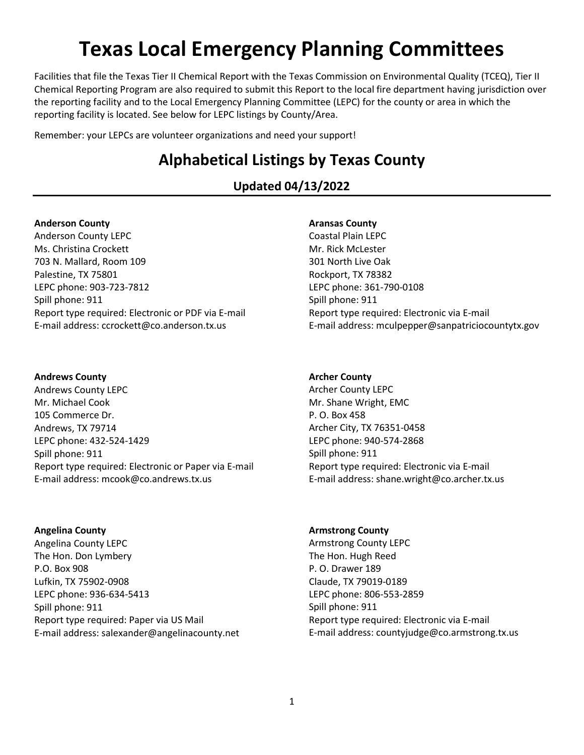# Texas Local Emergency Planning Committees

Facilities that file the Texas Tier II Chemical Report with the Texas Commission on Environmental Quality (TCEQ), Tier II Chemical Reporting Program are also required to submit this Report to the local fire department having jurisdiction over the reporting facility and to the Local Emergency Planning Committee (LEPC) for the county or area in which the reporting facility is located. See below for LEPC listings by County/Area.

Remember: your LEPCs are volunteer organizations and need your support!

## Alphabetical Listings by Texas County

### Updated 04/13/2022

---

**Anderson County**
Anderson County LEPC
Ms. Christina Crockett
703 N. Mallard, Room 109
Palestine, TX 75801
LEPC phone: 903-723-7812
Spill phone: 911
Report type required: Electronic or PDF via E-mail
E-mail address: ccrockett@co.anderson.tx.us

**Andrews County**
Andrews County LEPC
Mr. Michael Cook
105 Commerce Dr.
Andrews, TX 79714
LEPC phone: 432-524-1429
Spill phone: 911
Report type required: Electronic or Paper via E-mail
E-mail address: mcook@co.andrews.tx.us

**Angelina County**
Angelina County LEPC
The Hon. Don Lymbery
P.O. Box 908
Lufkin, TX 75902-0908
LEPC phone: 936-634-5413
Spill phone: 911
Report type required: Paper via US Mail
E-mail address: salexander@angelinacounty.net

**Aransas County**
Coastal Plain LEPC
Mr. Rick McLester
301 North Live Oak
Rockport, TX 78382
LEPC phone: 361-790-0108
Spill phone: 911
Report type required: Electronic via E-mail
E-mail address: mculpepper@sanpatriciocountytx.gov

**Archer County**
Archer County LEPC
Mr. Shane Wright, EMC
P. O. Box 458
Archer City, TX 76351-0458
LEPC phone: 940-574-2868
Spill phone: 911
Report type required: Electronic via E-mail
E-mail address: shane.wright@co.archer.tx.us

**Armstrong County**
Armstrong County LEPC
The Hon. Hugh Reed
P. O. Drawer 189
Claude, TX 79019-0189
LEPC phone: 806-553-2859
Spill phone: 911
Report type required: Electronic via E-mail
E-mail address: countyjudge@co.armstrong.tx.us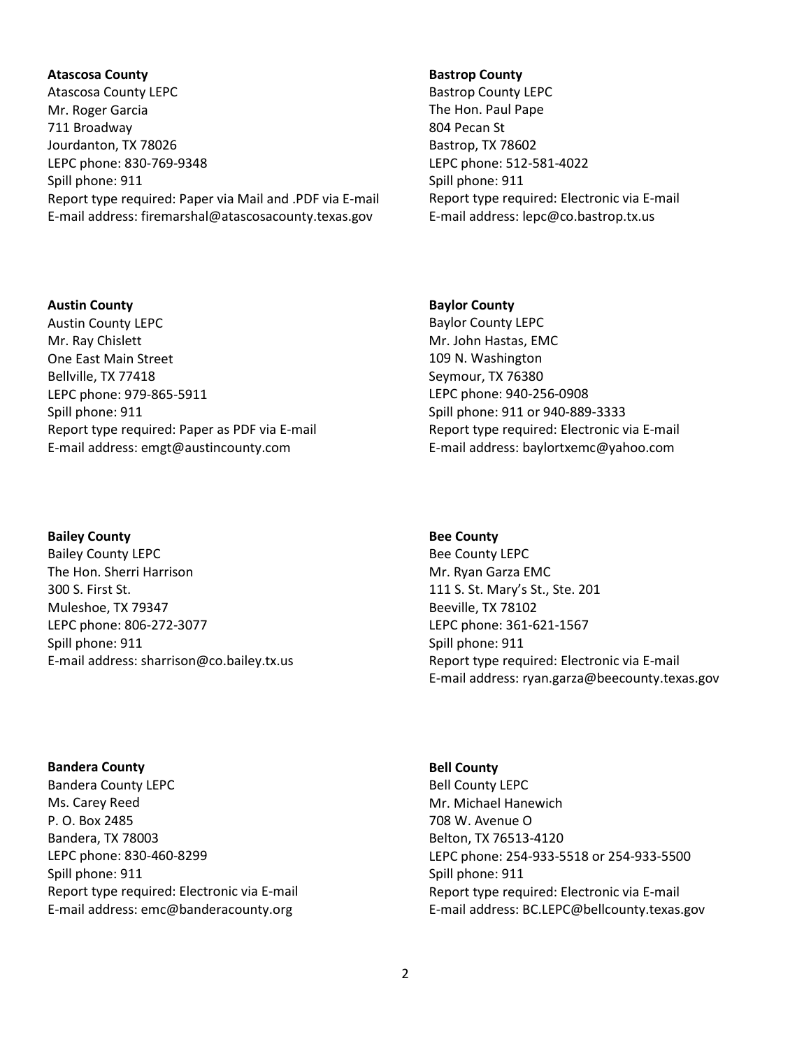**Atascosa County**
Atascosa County LEPC
Mr. Roger Garcia
711 Broadway
Jourdanton, TX 78026
LEPC phone: 830-769-9348
Spill phone: 911
Report type required: Paper via Mail and .PDF via E-mail
E-mail address: firemarshal@atascosacounty.texas.gov

**Austin County**
Austin County LEPC
Mr. Ray Chislett
One East Main Street
Bellville, TX 77418
LEPC phone: 979-865-5911
Spill phone: 911
Report type required: Paper as PDF via E-mail
E-mail address: emgt@austincounty.com

**Bailey County**
Bailey County LEPC
The Hon. Sherri Harrison
300 S. First St.
Muleshoe, TX 79347
LEPC phone: 806-272-3077
Spill phone: 911
E-mail address: sharrison@co.bailey.tx.us

**Bandera County**
Bandera County LEPC
Ms. Carey Reed
P. O. Box 2485
Bandera, TX 78003
LEPC phone: 830-460-8299
Spill phone: 911
Report type required: Electronic via E-mail
E-mail address: emc@banderacounty.org

**Bastrop County**
Bastrop County LEPC
The Hon. Paul Pape
804 Pecan St
Bastrop, TX 78602
LEPC phone: 512-581-4022
Spill phone: 911
Report type required: Electronic via E-mail
E-mail address: lepc@co.bastrop.tx.us

**Baylor County**
Baylor County LEPC
Mr. John Hastas, EMC
109 N. Washington
Seymour, TX 76380
LEPC phone: 940-256-0908
Spill phone: 911 or 940-889-3333
Report type required: Electronic via E-mail
E-mail address: baylortxemc@yahoo.com

**Bee County**
Bee County LEPC
Mr. Ryan Garza EMC
111 S. St. Mary's St., Ste. 201
Beeville, TX 78102
LEPC phone: 361-621-1567
Spill phone: 911
Report type required: Electronic via E-mail
E-mail address: ryan.garza@beecounty.texas.gov

**Bell County**
Bell County LEPC
Mr. Michael Hanewich
708 W. Avenue O
Belton, TX 76513-4120
LEPC phone: 254-933-5518 or 254-933-5500
Spill phone: 911
Report type required: Electronic via E-mail
E-mail address: BC.LEPC@bellcounty.texas.gov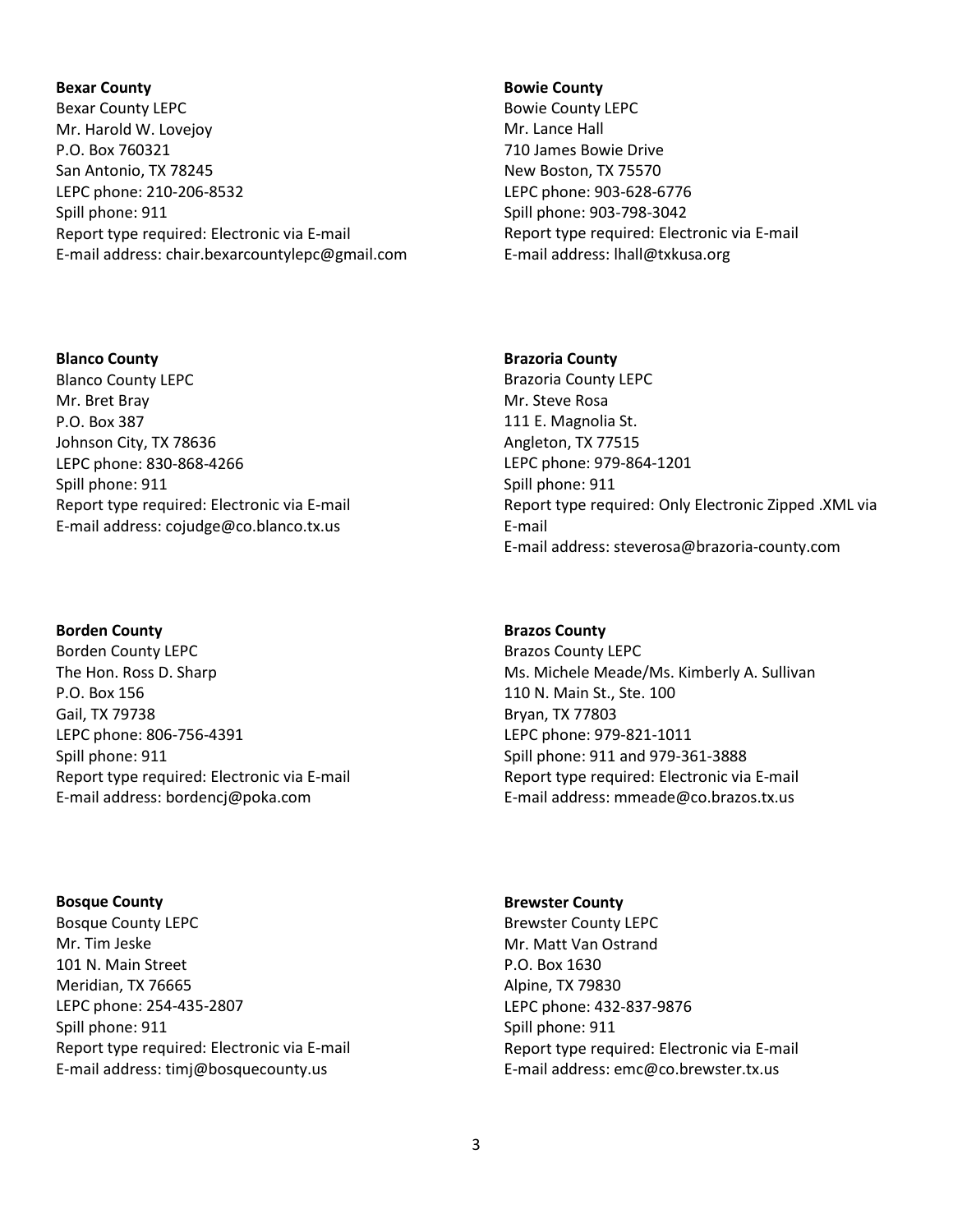**Bexar County**
Bexar County LEPC
Mr. Harold W. Lovejoy
P.O. Box 760321
San Antonio, TX 78245
LEPC phone: 210-206-8532
Spill phone: 911
Report type required: Electronic via E-mail
E-mail address: chair.bexarcountylepc@gmail.com

**Blanco County**
Blanco County LEPC
Mr. Bret Bray
P.O. Box 387
Johnson City, TX 78636
LEPC phone: 830-868-4266
Spill phone: 911
Report type required: Electronic via E-mail
E-mail address: cojudge@co.blanco.tx.us

**Borden County**
Borden County LEPC
The Hon. Ross D. Sharp
P.O. Box 156
Gail, TX 79738
LEPC phone: 806-756-4391
Spill phone: 911
Report type required: Electronic via E-mail
E-mail address: bordencj@poka.com

**Bosque County**
Bosque County LEPC
Mr. Tim Jeske
101 N. Main Street
Meridian, TX 76665
LEPC phone: 254-435-2807
Spill phone: 911
Report type required: Electronic via E-mail
E-mail address: timj@bosquecounty.us

**Bowie County**
Bowie County LEPC
Mr. Lance Hall
710 James Bowie Drive
New Boston, TX 75570
LEPC phone: 903-628-6776
Spill phone: 903-798-3042
Report type required: Electronic via E-mail
E-mail address: lhall@txkusa.org

**Brazoria County**
Brazoria County LEPC
Mr. Steve Rosa
111 E. Magnolia St.
Angleton, TX 77515
LEPC phone: 979-864-1201
Spill phone: 911
Report type required: Only Electronic Zipped .XML via E-mail
E-mail address: steverosa@brazoria-county.com

**Brazos County**
Brazos County LEPC
Ms. Michele Meade/Ms. Kimberly A. Sullivan
110 N. Main St., Ste. 100
Bryan, TX 77803
LEPC phone: 979-821-1011
Spill phone: 911 and 979-361-3888
Report type required: Electronic via E-mail
E-mail address: mmeade@co.brazos.tx.us

**Brewster County**
Brewster County LEPC
Mr. Matt Van Ostrand
P.O. Box 1630
Alpine, TX 79830
LEPC phone: 432-837-9876
Spill phone: 911
Report type required: Electronic via E-mail
E-mail address: emc@co.brewster.tx.us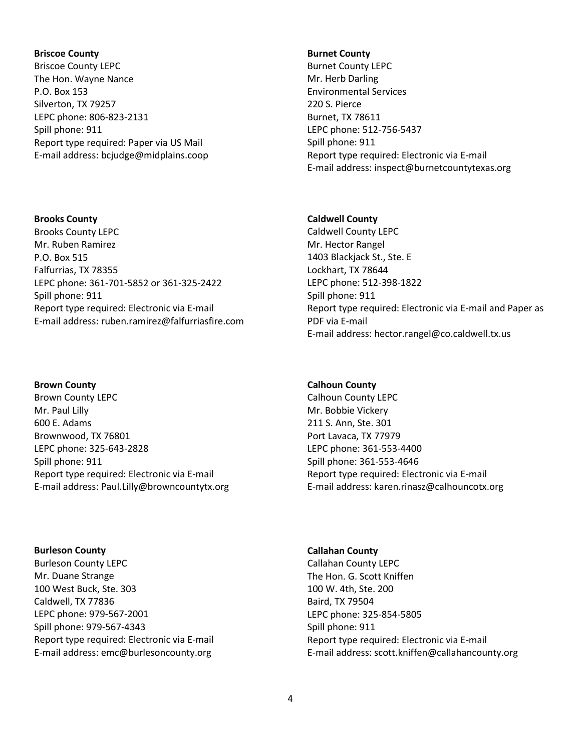**Briscoe County**
Briscoe County LEPC
The Hon. Wayne Nance
P.O. Box 153
Silverton, TX 79257
LEPC phone: 806-823-2131
Spill phone: 911
Report type required: Paper via US Mail
E-mail address: bcjudge@midplains.coop

**Brooks County**
Brooks County LEPC
Mr. Ruben Ramirez
P.O. Box 515
Falfurrias, TX 78355
LEPC phone: 361-701-5852 or 361-325-2422
Spill phone: 911
Report type required: Electronic via E-mail
E-mail address: ruben.ramirez@falfurriasfire.com

**Brown County**
Brown County LEPC
Mr. Paul Lilly
600 E. Adams
Brownwood, TX 76801
LEPC phone: 325-643-2828
Spill phone: 911
Report type required: Electronic via E-mail
E-mail address: Paul.Lilly@browncountytx.org

**Burleson County**
Burleson County LEPC
Mr. Duane Strange
100 West Buck, Ste. 303
Caldwell, TX 77836
LEPC phone: 979-567-2001
Spill phone: 979-567-4343
Report type required: Electronic via E-mail
E-mail address: emc@burlesoncounty.org

**Burnet County**
Burnet County LEPC
Mr. Herb Darling
Environmental Services
220 S. Pierce
Burnet, TX 78611
LEPC phone: 512-756-5437
Spill phone: 911
Report type required: Electronic via E-mail
E-mail address: inspect@burnetcountytexas.org

**Caldwell County**
Caldwell County LEPC
Mr. Hector Rangel
1403 Blackjack St., Ste. E
Lockhart, TX 78644
LEPC phone: 512-398-1822
Spill phone: 911
Report type required: Electronic via E-mail and Paper as PDF via E-mail
E-mail address: hector.rangel@co.caldwell.tx.us

**Calhoun County**
Calhoun County LEPC
Mr. Bobbie Vickery
211 S. Ann, Ste. 301
Port Lavaca, TX 77979
LEPC phone: 361-553-4400
Spill phone: 361-553-4646
Report type required: Electronic via E-mail
E-mail address: karen.rinasz@calhouncotx.org

**Callahan County**
Callahan County LEPC
The Hon. G. Scott Kniffen
100 W. 4th, Ste. 200
Baird, TX 79504
LEPC phone: 325-854-5805
Spill phone: 911
Report type required: Electronic via E-mail
E-mail address: scott.kniffen@callahancounty.org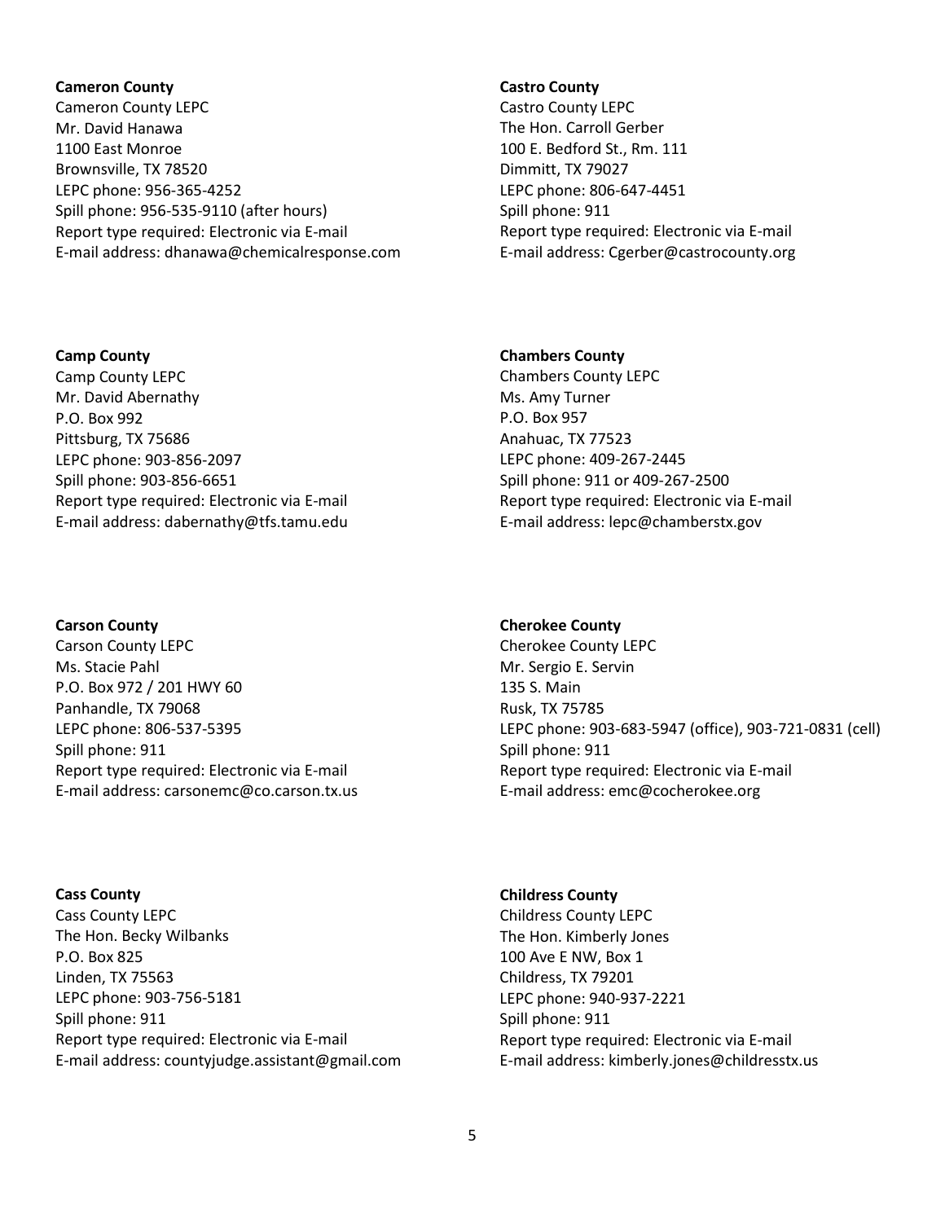**Cameron County**
Cameron County LEPC
Mr. David Hanawa
1100 East Monroe
Brownsville, TX 78520
LEPC phone: 956-365-4252
Spill phone: 956-535-9110 (after hours)
Report type required: Electronic via E-mail
E-mail address: dhanawa@chemicalresponse.com

**Camp County**
Camp County LEPC
Mr. David Abernathy
P.O. Box 992
Pittsburg, TX 75686
LEPC phone: 903-856-2097
Spill phone: 903-856-6651
Report type required: Electronic via E-mail
E-mail address: dabernathy@tfs.tamu.edu

**Carson County**
Carson County LEPC
Ms. Stacie Pahl
P.O. Box 972 / 201 HWY 60
Panhandle, TX 79068
LEPC phone: 806-537-5395
Spill phone: 911
Report type required: Electronic via E-mail
E-mail address: carsonemc@co.carson.tx.us

**Cass County**
Cass County LEPC
The Hon. Becky Wilbanks
P.O. Box 825
Linden, TX 75563
LEPC phone: 903-756-5181
Spill phone: 911
Report type required: Electronic via E-mail
E-mail address: countyjudge.assistant@gmail.com

**Castro County**
Castro County LEPC
The Hon. Carroll Gerber
100 E. Bedford St., Rm. 111
Dimmitt, TX 79027
LEPC phone: 806-647-4451
Spill phone: 911
Report type required: Electronic via E-mail
E-mail address: Cgerber@castrocounty.org

**Chambers County**
Chambers County LEPC
Ms. Amy Turner
P.O. Box 957
Anahuac, TX 77523
LEPC phone: 409-267-2445
Spill phone: 911 or 409-267-2500
Report type required: Electronic via E-mail
E-mail address: lepc@chamberstx.gov

**Cherokee County**
Cherokee County LEPC
Mr. Sergio E. Servin
135 S. Main
Rusk, TX 75785
LEPC phone: 903-683-5947 (office), 903-721-0831 (cell)
Spill phone: 911
Report type required: Electronic via E-mail
E-mail address: emc@cocherokee.org

**Childress County**
Childress County LEPC
The Hon. Kimberly Jones
100 Ave E NW, Box 1
Childress, TX 79201
LEPC phone: 940-937-2221
Spill phone: 911
Report type required: Electronic via E-mail
E-mail address: kimberly.jones@childresstx.us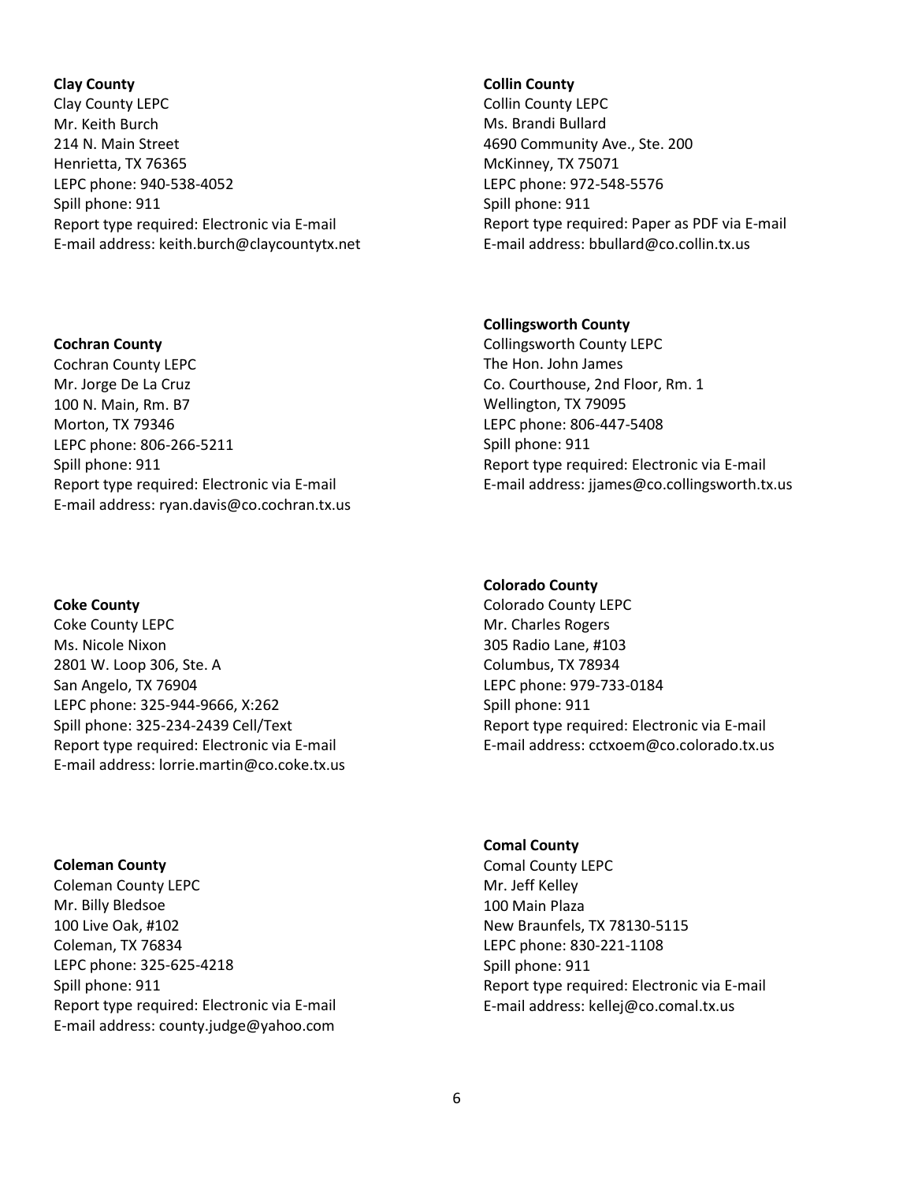**Clay County**
Clay County LEPC
Mr. Keith Burch
214 N. Main Street
Henrietta, TX 76365
LEPC phone: 940-538-4052
Spill phone: 911
Report type required: Electronic via E-mail
E-mail address: keith.burch@claycountytx.net

**Cochran County**
Cochran County LEPC
Mr. Jorge De La Cruz
100 N. Main, Rm. B7
Morton, TX 79346
LEPC phone: 806-266-5211
Spill phone: 911
Report type required: Electronic via E-mail
E-mail address: ryan.davis@co.cochran.tx.us

**Coke County**
Coke County LEPC
Ms. Nicole Nixon
2801 W. Loop 306, Ste. A
San Angelo, TX 76904
LEPC phone: 325-944-9666, X:262
Spill phone: 325-234-2439 Cell/Text
Report type required: Electronic via E-mail
E-mail address: lorrie.martin@co.coke.tx.us

**Coleman County**
Coleman County LEPC
Mr. Billy Bledsoe
100 Live Oak, #102
Coleman, TX 76834
LEPC phone: 325-625-4218
Spill phone: 911
Report type required: Electronic via E-mail
E-mail address: county.judge@yahoo.com

**Collin County**
Collin County LEPC
Ms. Brandi Bullard
4690 Community Ave., Ste. 200
McKinney, TX 75071
LEPC phone: 972-548-5576
Spill phone: 911
Report type required: Paper as PDF via E-mail
E-mail address: bbullard@co.collin.tx.us

**Collingsworth County**
Collingsworth County LEPC
The Hon. John James
Co. Courthouse, 2nd Floor, Rm. 1
Wellington, TX 79095
LEPC phone: 806-447-5408
Spill phone: 911
Report type required: Electronic via E-mail
E-mail address: jjames@co.collingsworth.tx.us

**Colorado County**
Colorado County LEPC
Mr. Charles Rogers
305 Radio Lane, #103
Columbus, TX 78934
LEPC phone: 979-733-0184
Spill phone: 911
Report type required: Electronic via E-mail
E-mail address: cctxoem@co.colorado.tx.us

**Comal County**
Comal County LEPC
Mr. Jeff Kelley
100 Main Plaza
New Braunfels, TX 78130-5115
LEPC phone: 830-221-1108
Spill phone: 911
Report type required: Electronic via E-mail
E-mail address: kellej@co.comal.tx.us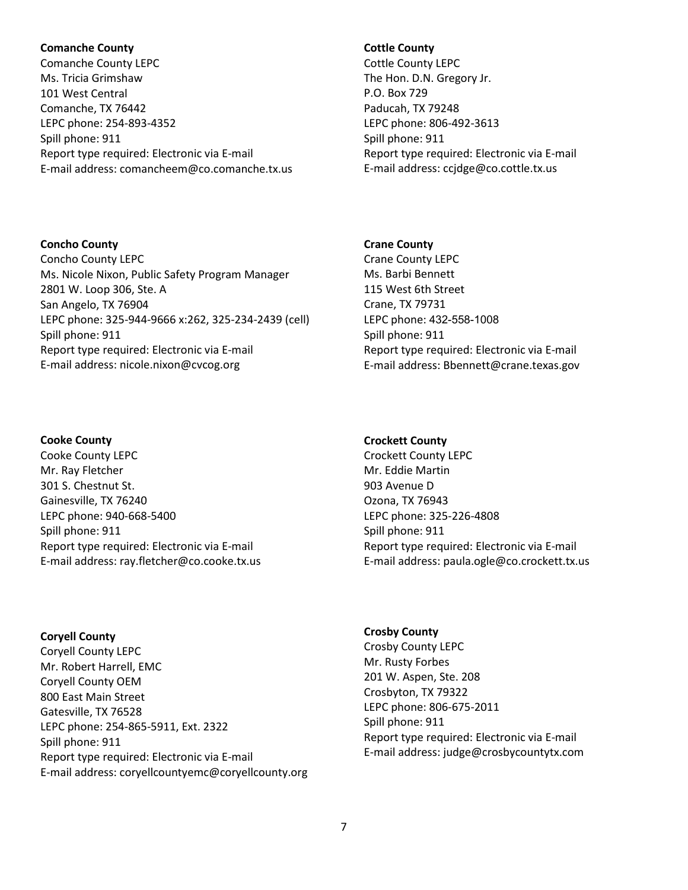**Comanche County**
Comanche County LEPC
Ms. Tricia Grimshaw
101 West Central
Comanche, TX 76442
LEPC phone: 254-893-4352
Spill phone: 911
Report type required: Electronic via E-mail
E-mail address: comancheem@co.comanche.tx.us

**Cottle County**
Cottle County LEPC
The Hon. D.N. Gregory Jr.
P.O. Box 729
Paducah, TX 79248
LEPC phone: 806-492-3613
Spill phone: 911
Report type required: Electronic via E-mail
E-mail address: ccjdge@co.cottle.tx.us

**Concho County**
Concho County LEPC
Ms. Nicole Nixon, Public Safety Program Manager
2801 W. Loop 306, Ste. A
San Angelo, TX 76904
LEPC phone: 325-944-9666 x:262, 325-234-2439 (cell)
Spill phone: 911
Report type required: Electronic via E-mail
E-mail address: nicole.nixon@cvcog.org

**Crane County**
Crane County LEPC
Ms. Barbi Bennett
115 West 6th Street
Crane, TX 79731
LEPC phone: 432-558-1008
Spill phone: 911
Report type required: Electronic via E-mail
E-mail address: Bbennett@crane.texas.gov

**Cooke County**
Cooke County LEPC
Mr. Ray Fletcher
301 S. Chestnut St.
Gainesville, TX 76240
LEPC phone: 940-668-5400
Spill phone: 911
Report type required: Electronic via E-mail
E-mail address: ray.fletcher@co.cooke.tx.us

**Crockett County**
Crockett County LEPC
Mr. Eddie Martin
903 Avenue D
Ozona, TX 76943
LEPC phone: 325-226-4808
Spill phone: 911
Report type required: Electronic via E-mail
E-mail address: paula.ogle@co.crockett.tx.us

**Coryell County**
Coryell County LEPC
Mr. Robert Harrell, EMC
Coryell County OEM
800 East Main Street
Gatesville, TX 76528
LEPC phone: 254-865-5911, Ext. 2322
Spill phone: 911
Report type required: Electronic via E-mail
E-mail address: coryellcountyemc@coryellcounty.org

**Crosby County**
Crosby County LEPC
Mr. Rusty Forbes
201 W. Aspen, Ste. 208
Crosbyton, TX 79322
LEPC phone: 806-675-2011
Spill phone: 911
Report type required: Electronic via E-mail
E-mail address: judge@crosbycountytx.com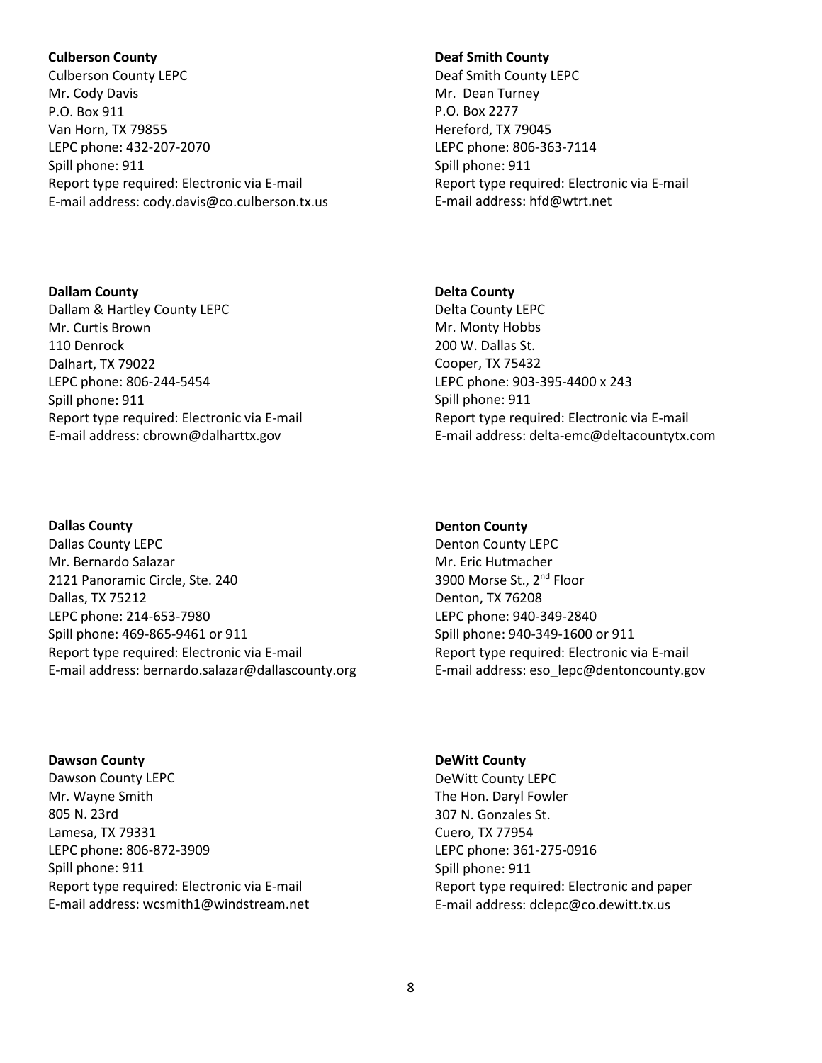**Culberson County**
Culberson County LEPC
Mr. Cody Davis
P.O. Box 911
Van Horn, TX 79855
LEPC phone: 432-207-2070
Spill phone: 911
Report type required: Electronic via E-mail
E-mail address: cody.davis@co.culberson.tx.us

**Dallam County**
Dallam & Hartley County LEPC
Mr. Curtis Brown
110 Denrock
Dalhart, TX 79022
LEPC phone: 806-244-5454
Spill phone: 911
Report type required: Electronic via E-mail
E-mail address: cbrown@dalharttx.gov

**Dallas County**
Dallas County LEPC
Mr. Bernardo Salazar
2121 Panoramic Circle, Ste. 240
Dallas, TX 75212
LEPC phone: 214-653-7980
Spill phone: 469-865-9461 or 911
Report type required: Electronic via E-mail
E-mail address: bernardo.salazar@dallascounty.org

**Dawson County**
Dawson County LEPC
Mr. Wayne Smith
805 N. 23rd
Lamesa, TX 79331
LEPC phone: 806-872-3909
Spill phone: 911
Report type required: Electronic via E-mail
E-mail address: wcsmith1@windstream.net

**Deaf Smith County**
Deaf Smith County LEPC
Mr. Dean Turney
P.O. Box 2277
Hereford, TX 79045
LEPC phone: 806-363-7114
Spill phone: 911
Report type required: Electronic via E-mail
E-mail address: hfd@wtrt.net

**Delta County**
Delta County LEPC
Mr. Monty Hobbs
200 W. Dallas St.
Cooper, TX 75432
LEPC phone: 903-395-4400 x 243
Spill phone: 911
Report type required: Electronic via E-mail
E-mail address: delta-emc@deltacountytx.com

**Denton County**
Denton County LEPC
Mr. Eric Hutmacher
3900 Morse St., 2nd Floor
Denton, TX 76208
LEPC phone: 940-349-2840
Spill phone: 940-349-1600 or 911
Report type required: Electronic via E-mail
E-mail address: eso_lepc@dentoncounty.gov

**DeWitt County**
DeWitt County LEPC
The Hon. Daryl Fowler
307 N. Gonzales St.
Cuero, TX 77954
LEPC phone: 361-275-0916
Spill phone: 911
Report type required: Electronic and paper
E-mail address: dclepc@co.dewitt.tx.us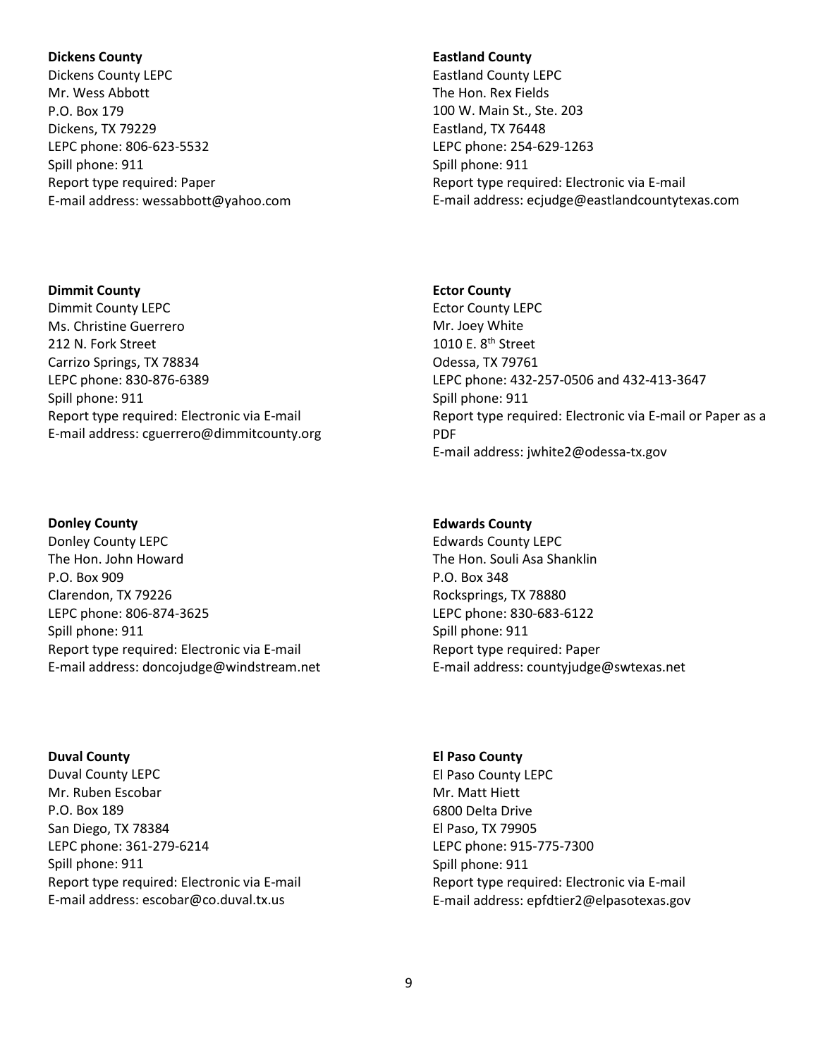**Dickens County**
Dickens County LEPC
Mr. Wess Abbott
P.O. Box 179
Dickens, TX 79229
LEPC phone: 806-623-5532
Spill phone: 911
Report type required: Paper
E-mail address: wessabbott@yahoo.com

**Dimmit County**
Dimmit County LEPC
Ms. Christine Guerrero
212 N. Fork Street
Carrizo Springs, TX 78834
LEPC phone: 830-876-6389
Spill phone: 911
Report type required: Electronic via E-mail
E-mail address: cguerrero@dimmitcounty.org

**Donley County**
Donley County LEPC
The Hon. John Howard
P.O. Box 909
Clarendon, TX 79226
LEPC phone: 806-874-3625
Spill phone: 911
Report type required: Electronic via E-mail
E-mail address: doncojudge@windstream.net

**Duval County**
Duval County LEPC
Mr. Ruben Escobar
P.O. Box 189
San Diego, TX 78384
LEPC phone: 361-279-6214
Spill phone: 911
Report type required: Electronic via E-mail
E-mail address: escobar@co.duval.tx.us

**Eastland County**
Eastland County LEPC
The Hon. Rex Fields
100 W. Main St., Ste. 203
Eastland, TX 76448
LEPC phone: 254-629-1263
Spill phone: 911
Report type required: Electronic via E-mail
E-mail address: ecjudge@eastlandcountytexas.com

**Ector County**
Ector County LEPC
Mr. Joey White
1010 E. 8th Street
Odessa, TX 79761
LEPC phone: 432-257-0506 and 432-413-3647
Spill phone: 911
Report type required: Electronic via E-mail or Paper as a PDF
E-mail address: jwhite2@odessa-tx.gov

**Edwards County**
Edwards County LEPC
The Hon. Souli Asa Shanklin
P.O. Box 348
Rocksprings, TX 78880
LEPC phone: 830-683-6122
Spill phone: 911
Report type required: Paper
E-mail address: countyjudge@swtexas.net

**El Paso County**
El Paso County LEPC
Mr. Matt Hiett
6800 Delta Drive
El Paso, TX 79905
LEPC phone: 915-775-7300
Spill phone: 911
Report type required: Electronic via E-mail
E-mail address: epfdtier2@elpasotexas.gov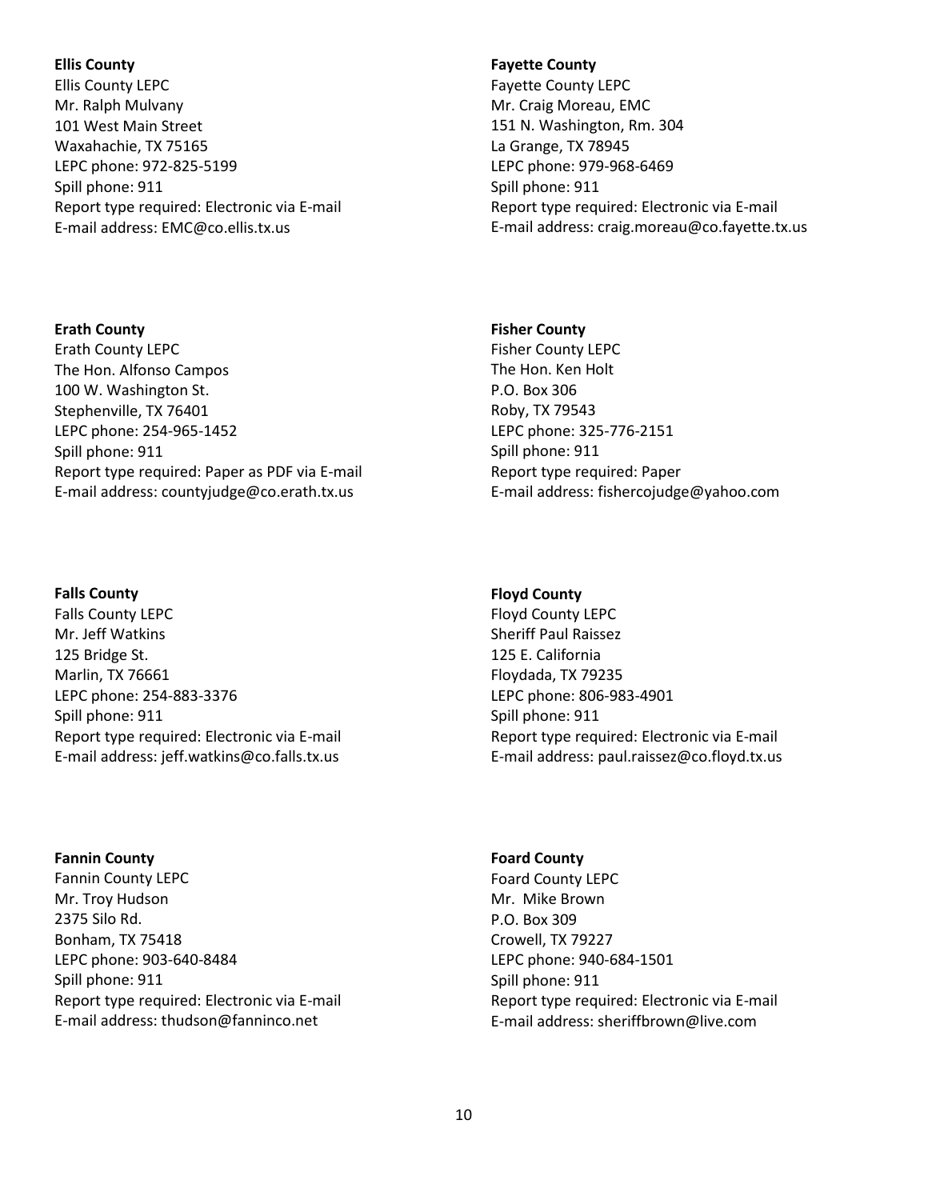**Ellis County**
Ellis County LEPC
Mr. Ralph Mulvany
101 West Main Street
Waxahachie, TX 75165
LEPC phone: 972-825-5199
Spill phone: 911
Report type required: Electronic via E-mail
E-mail address: EMC@co.ellis.tx.us

**Erath County**
Erath County LEPC
The Hon. Alfonso Campos
100 W. Washington St.
Stephenville, TX 76401
LEPC phone: 254-965-1452
Spill phone: 911
Report type required: Paper as PDF via E-mail
E-mail address: countyjudge@co.erath.tx.us

**Falls County**
Falls County LEPC
Mr. Jeff Watkins
125 Bridge St.
Marlin, TX 76661
LEPC phone: 254-883-3376
Spill phone: 911
Report type required: Electronic via E-mail
E-mail address: jeff.watkins@co.falls.tx.us

**Fannin County**
Fannin County LEPC
Mr. Troy Hudson
2375 Silo Rd.
Bonham, TX 75418
LEPC phone: 903-640-8484
Spill phone: 911
Report type required: Electronic via E-mail
E-mail address: thudson@fanninco.net

**Fayette County**
Fayette County LEPC
Mr. Craig Moreau, EMC
151 N. Washington, Rm. 304
La Grange, TX 78945
LEPC phone: 979-968-6469
Spill phone: 911
Report type required: Electronic via E-mail
E-mail address: craig.moreau@co.fayette.tx.us

**Fisher County**
Fisher County LEPC
The Hon. Ken Holt
P.O. Box 306
Roby, TX 79543
LEPC phone: 325-776-2151
Spill phone: 911
Report type required: Paper
E-mail address: fishercojudge@yahoo.com

**Floyd County**
Floyd County LEPC
Sheriff Paul Raissez
125 E. California
Floydada, TX 79235
LEPC phone: 806-983-4901
Spill phone: 911
Report type required: Electronic via E-mail
E-mail address: paul.raissez@co.floyd.tx.us

**Foard County**
Foard County LEPC
Mr. Mike Brown
P.O. Box 309
Crowell, TX 79227
LEPC phone: 940-684-1501
Spill phone: 911
Report type required: Electronic via E-mail
E-mail address: sheriffbrown@live.com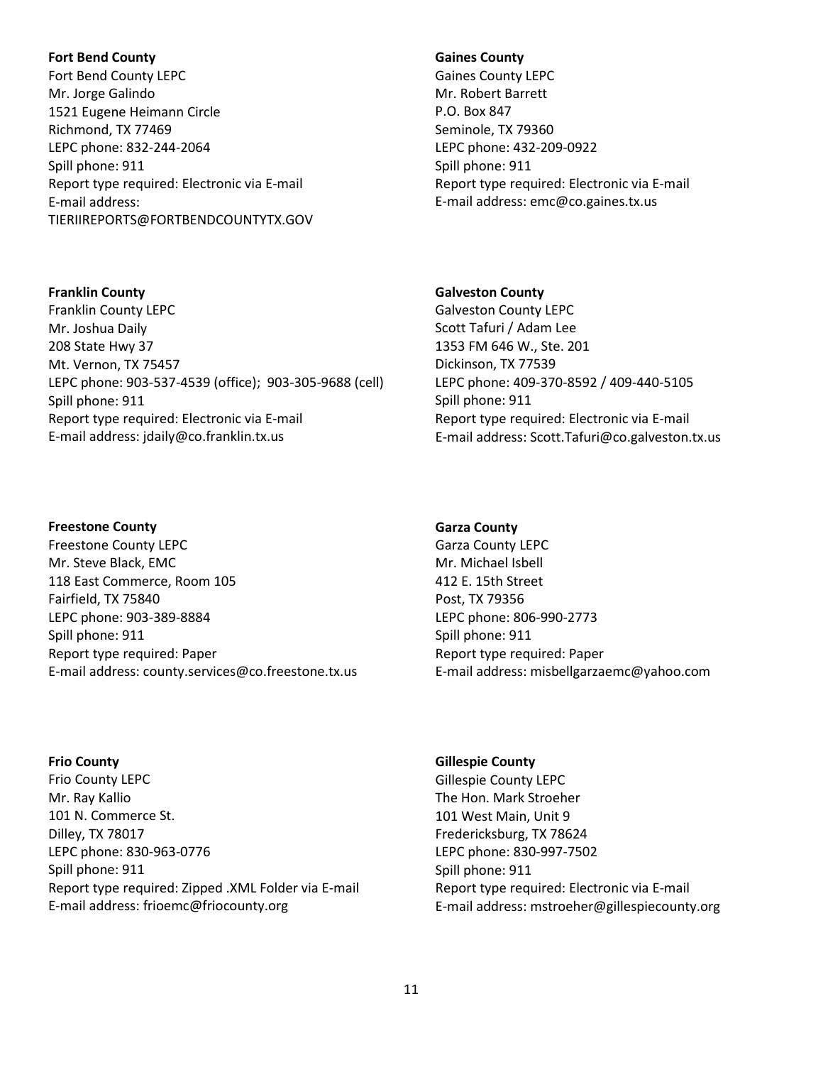**Fort Bend County**
Fort Bend County LEPC
Mr. Jorge Galindo
1521 Eugene Heimann Circle
Richmond, TX 77469
LEPC phone: 832-244-2064
Spill phone: 911
Report type required: Electronic via E-mail
E-mail address:
TIERIIREPORTS@FORTBENDCOUNTYTX.GOV

**Franklin County**
Franklin County LEPC
Mr. Joshua Daily
208 State Hwy 37
Mt. Vernon, TX 75457
LEPC phone: 903-537-4539 (office); 903-305-9688 (cell)
Spill phone: 911
Report type required: Electronic via E-mail
E-mail address: jdaily@co.franklin.tx.us

**Freestone County**
Freestone County LEPC
Mr. Steve Black, EMC
118 East Commerce, Room 105
Fairfield, TX 75840
LEPC phone: 903-389-8884
Spill phone: 911
Report type required: Paper
E-mail address: county.services@co.freestone.tx.us

**Frio County**
Frio County LEPC
Mr. Ray Kallio
101 N. Commerce St.
Dilley, TX 78017
LEPC phone: 830-963-0776
Spill phone: 911
Report type required: Zipped .XML Folder via E-mail
E-mail address: frioemc@friocounty.org

**Gaines County**
Gaines County LEPC
Mr. Robert Barrett
P.O. Box 847
Seminole, TX 79360
LEPC phone: 432-209-0922
Spill phone: 911
Report type required: Electronic via E-mail
E-mail address: emc@co.gaines.tx.us

**Galveston County**
Galveston County LEPC
Scott Tafuri / Adam Lee
1353 FM 646 W., Ste. 201
Dickinson, TX 77539
LEPC phone: 409-370-8592 / 409-440-5105
Spill phone: 911
Report type required: Electronic via E-mail
E-mail address: Scott.Tafuri@co.galveston.tx.us

**Garza County**
Garza County LEPC
Mr. Michael Isbell
412 E. 15th Street
Post, TX 79356
LEPC phone: 806-990-2773
Spill phone: 911
Report type required: Paper
E-mail address: misbellgarzaemc@yahoo.com

**Gillespie County**
Gillespie County LEPC
The Hon. Mark Stroeher
101 West Main, Unit 9
Fredericksburg, TX 78624
LEPC phone: 830-997-7502
Spill phone: 911
Report type required: Electronic via E-mail
E-mail address: mstroeher@gillespiecounty.org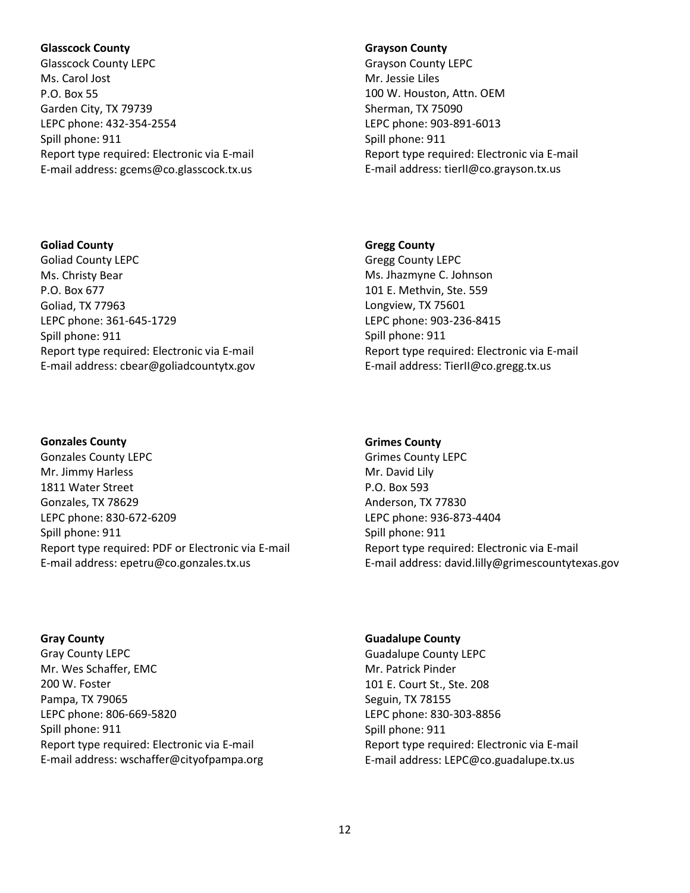**Glasscock County**
Glasscock County LEPC
Ms. Carol Jost
P.O. Box 55
Garden City, TX 79739
LEPC phone: 432-354-2554
Spill phone: 911
Report type required: Electronic via E-mail
E-mail address: gcems@co.glasscock.tx.us

**Goliad County**
Goliad County LEPC
Ms. Christy Bear
P.O. Box 677
Goliad, TX 77963
LEPC phone: 361-645-1729
Spill phone: 911
Report type required: Electronic via E-mail
E-mail address: cbear@goliadcountytx.gov

**Gonzales County**
Gonzales County LEPC
Mr. Jimmy Harless
1811 Water Street
Gonzales, TX 78629
LEPC phone: 830-672-6209
Spill phone: 911
Report type required: PDF or Electronic via E-mail
E-mail address: epetru@co.gonzales.tx.us

**Gray County**
Gray County LEPC
Mr. Wes Schaffer, EMC
200 W. Foster
Pampa, TX 79065
LEPC phone: 806-669-5820
Spill phone: 911
Report type required: Electronic via E-mail
E-mail address: wschaffer@cityofpampa.org

**Grayson County**
Grayson County LEPC
Mr. Jessie Liles
100 W. Houston, Attn. OEM
Sherman, TX 75090
LEPC phone: 903-891-6013
Spill phone: 911
Report type required: Electronic via E-mail
E-mail address: tierII@co.grayson.tx.us

**Gregg County**
Gregg County LEPC
Ms. Jhazmyne C. Johnson
101 E. Methvin, Ste. 559
Longview, TX 75601
LEPC phone: 903-236-8415
Spill phone: 911
Report type required: Electronic via E-mail
E-mail address: TierII@co.gregg.tx.us

**Grimes County**
Grimes County LEPC
Mr. David Lily
P.O. Box 593
Anderson, TX 77830
LEPC phone: 936-873-4404
Spill phone: 911
Report type required: Electronic via E-mail
E-mail address: david.lilly@grimescountytexas.gov

**Guadalupe County**
Guadalupe County LEPC
Mr. Patrick Pinder
101 E. Court St., Ste. 208
Seguin, TX 78155
LEPC phone: 830-303-8856
Spill phone: 911
Report type required: Electronic via E-mail
E-mail address: LEPC@co.guadalupe.tx.us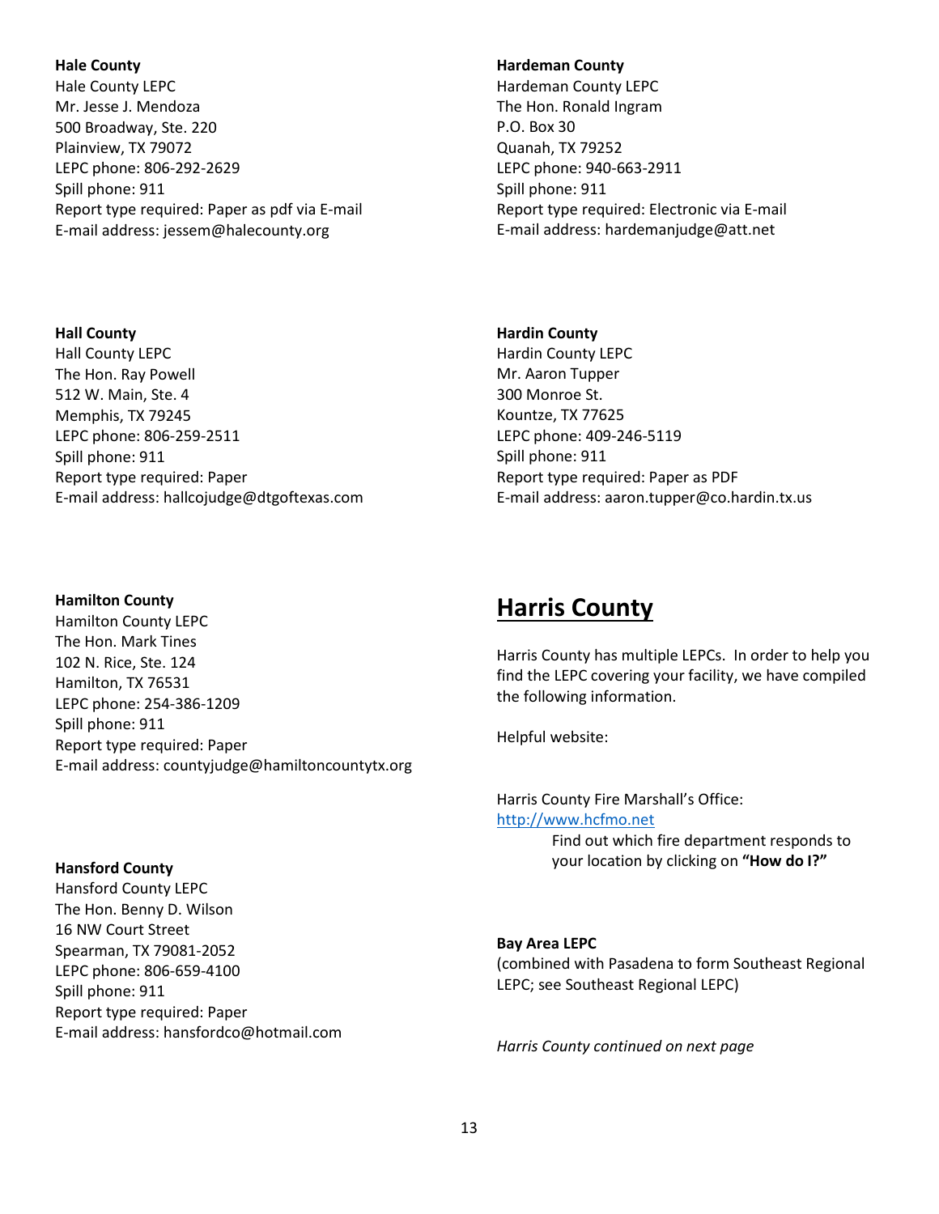**Hale County**
Hale County LEPC
Mr. Jesse J. Mendoza
500 Broadway, Ste. 220
Plainview, TX 79072
LEPC phone: 806-292-2629
Spill phone: 911
Report type required: Paper as pdf via E-mail
E-mail address: jessem@halecounty.org

**Hall County**
Hall County LEPC
The Hon. Ray Powell
512 W. Main, Ste. 4
Memphis, TX 79245
LEPC phone: 806-259-2511
Spill phone: 911
Report type required: Paper
E-mail address: hallcojudge@dtgoftexas.com

**Hamilton County**
Hamilton County LEPC
The Hon. Mark Tines
102 N. Rice, Ste. 124
Hamilton, TX 76531
LEPC phone: 254-386-1209
Spill phone: 911
Report type required: Paper
E-mail address: countyjudge@hamiltoncountytx.org

**Hansford County**
Hansford County LEPC
The Hon. Benny D. Wilson
16 NW Court Street
Spearman, TX 79081-2052
LEPC phone: 806-659-4100
Spill phone: 911
Report type required: Paper
E-mail address: hansfordco@hotmail.com

**Hardeman County**
Hardeman County LEPC
The Hon. Ronald Ingram
P.O. Box 30
Quanah, TX 79252
LEPC phone: 940-663-2911
Spill phone: 911
Report type required: Electronic via E-mail
E-mail address: hardemanjudge@att.net

**Hardin County**
Hardin County LEPC
Mr. Aaron Tupper
300 Monroe St.
Kountze, TX 77625
LEPC phone: 409-246-5119
Spill phone: 911
Report type required: Paper as PDF
E-mail address: aaron.tupper@co.hardin.tx.us

# Harris County

Harris County has multiple LEPCs. In order to help you find the LEPC covering your facility, we have compiled the following information.

Helpful website:

Harris County Fire Marshall's Office:
[http://www.hcfmo.net](http://www.hcfmo.net)

Find out which fire department responds to your location by clicking on **"How do I?"**

**Bay Area LEPC**
(combined with Pasadena to form Southeast Regional LEPC; see Southeast Regional LEPC)

*Harris County continued on next page*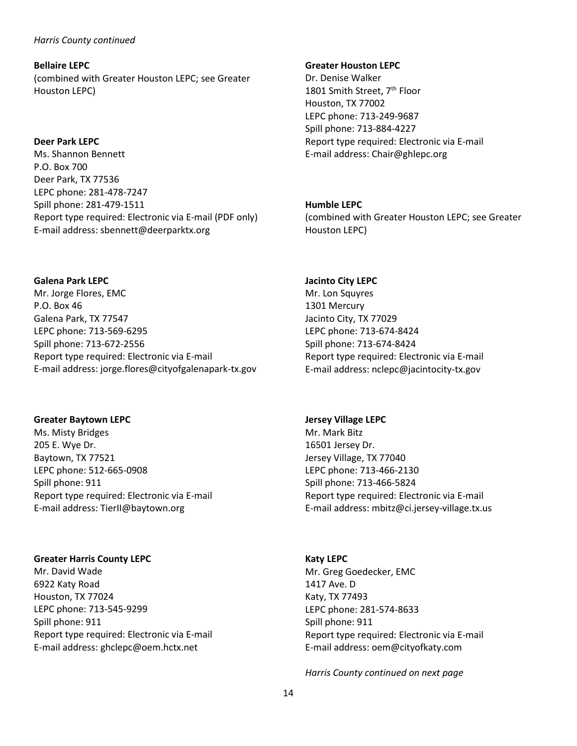*Harris County continued*

**Bellaire LEPC**
(combined with Greater Houston LEPC; see Greater Houston LEPC)

**Deer Park LEPC**
Ms. Shannon Bennett
P.O. Box 700
Deer Park, TX 77536
LEPC phone: 281-478-7247
Spill phone: 281-479-1511
Report type required: Electronic via E-mail (PDF only)
E-mail address: sbennett@deerparktx.org

**Galena Park LEPC**
Mr. Jorge Flores, EMC
P.O. Box 46
Galena Park, TX 77547
LEPC phone: 713-569-6295
Spill phone: 713-672-2556
Report type required: Electronic via E-mail
E-mail address: jorge.flores@cityofgalenapark-tx.gov

**Greater Baytown LEPC**
Ms. Misty Bridges
205 E. Wye Dr.
Baytown, TX 77521
LEPC phone: 512-665-0908
Spill phone: 911
Report type required: Electronic via E-mail
E-mail address: TierII@baytown.org

**Greater Harris County LEPC**
Mr. David Wade
6922 Katy Road
Houston, TX 77024
LEPC phone: 713-545-9299
Spill phone: 911
Report type required: Electronic via E-mail
E-mail address: ghclepc@oem.hctx.net

**Greater Houston LEPC**
Dr. Denise Walker
1801 Smith Street, 7th Floor
Houston, TX 77002
LEPC phone: 713-249-9687
Spill phone: 713-884-4227
Report type required: Electronic via E-mail
E-mail address: Chair@ghlepc.org

**Humble LEPC**
(combined with Greater Houston LEPC; see Greater Houston LEPC)

**Jacinto City LEPC**
Mr. Lon Squyres
1301 Mercury
Jacinto City, TX 77029
LEPC phone: 713-674-8424
Spill phone: 713-674-8424
Report type required: Electronic via E-mail
E-mail address: nclepc@jacintocity-tx.gov

**Jersey Village LEPC**
Mr. Mark Bitz
16501 Jersey Dr.
Jersey Village, TX 77040
LEPC phone: 713-466-2130
Spill phone: 713-466-5824
Report type required: Electronic via E-mail
E-mail address: mbitz@ci.jersey-village.tx.us

**Katy LEPC**
Mr. Greg Goedecker, EMC
1417 Ave. D
Katy, TX 77493
LEPC phone: 281-574-8633
Spill phone: 911
Report type required: Electronic via E-mail
E-mail address: oem@cityofkaty.com

*Harris County continued on next page*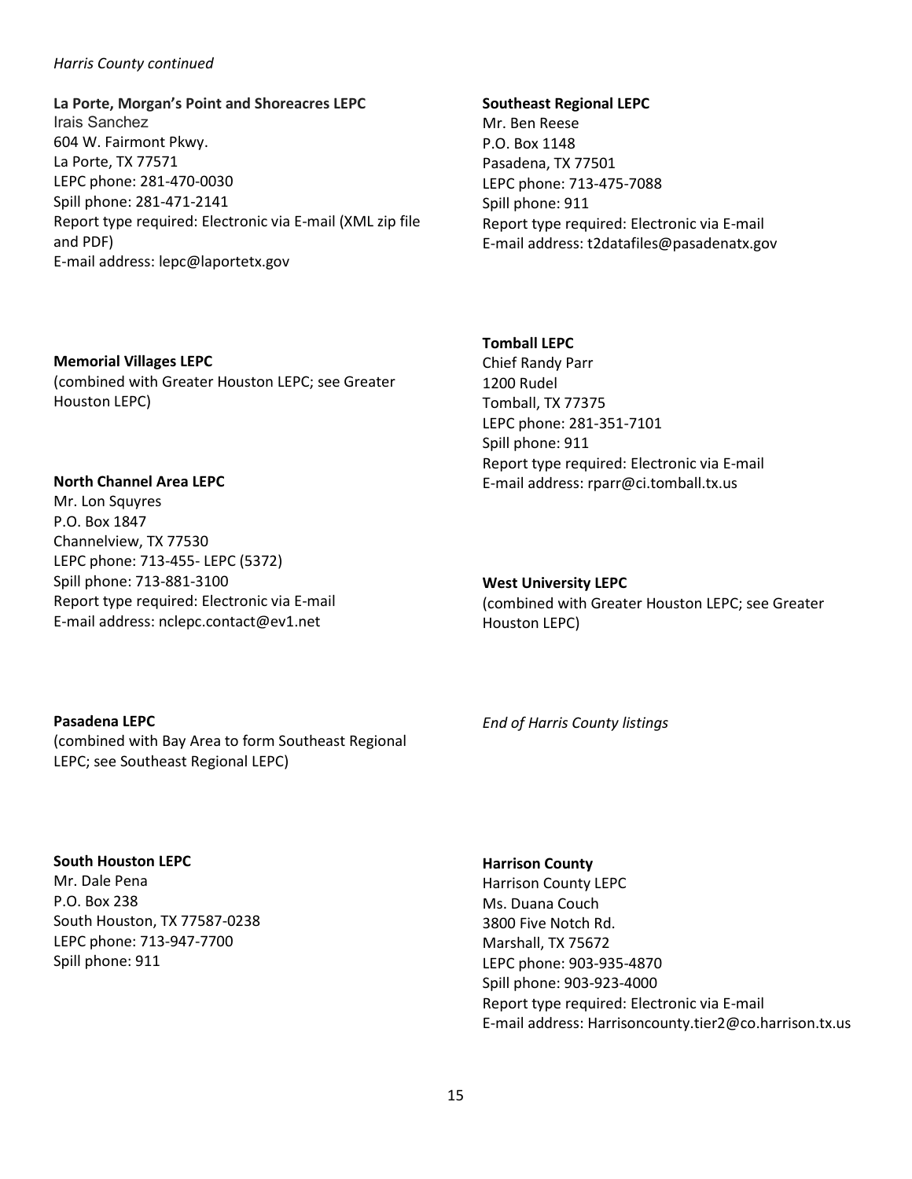*Harris County continued*

**La Porte, Morgan's Point and Shoreacres LEPC**
Irais Sanchez
604 W. Fairmont Pkwy.
La Porte, TX 77571
LEPC phone: 281-470-0030
Spill phone: 281-471-2141
Report type required: Electronic via E-mail (XML zip file and PDF)
E-mail address: lepc@laportetx.gov

**Memorial Villages LEPC**
(combined with Greater Houston LEPC; see Greater Houston LEPC)

**North Channel Area LEPC**
Mr. Lon Squyres
P.O. Box 1847
Channelview, TX 77530
LEPC phone: 713-455- LEPC (5372)
Spill phone: 713-881-3100
Report type required: Electronic via E-mail
E-mail address: nclepc.contact@ev1.net

**Pasadena LEPC**
(combined with Bay Area to form Southeast Regional LEPC; see Southeast Regional LEPC)

**South Houston LEPC**
Mr. Dale Pena
P.O. Box 238
South Houston, TX 77587-0238
LEPC phone: 713-947-7700
Spill phone: 911

**Southeast Regional LEPC**
Mr. Ben Reese
P.O. Box 1148
Pasadena, TX 77501
LEPC phone: 713-475-7088
Spill phone: 911
Report type required: Electronic via E-mail
E-mail address: t2datafiles@pasadenatx.gov

**Tomball LEPC**
Chief Randy Parr
1200 Rudel
Tomball, TX 77375
LEPC phone: 281-351-7101
Spill phone: 911
Report type required: Electronic via E-mail
E-mail address: rparr@ci.tomball.tx.us

**West University LEPC**
(combined with Greater Houston LEPC; see Greater Houston LEPC)

*End of Harris County listings*

**Harrison County**
Harrison County LEPC
Ms. Duana Couch
3800 Five Notch Rd.
Marshall, TX 75672
LEPC phone: 903-935-4870
Spill phone: 903-923-4000
Report type required: Electronic via E-mail
E-mail address: Harrisoncounty.tier2@co.harrison.tx.us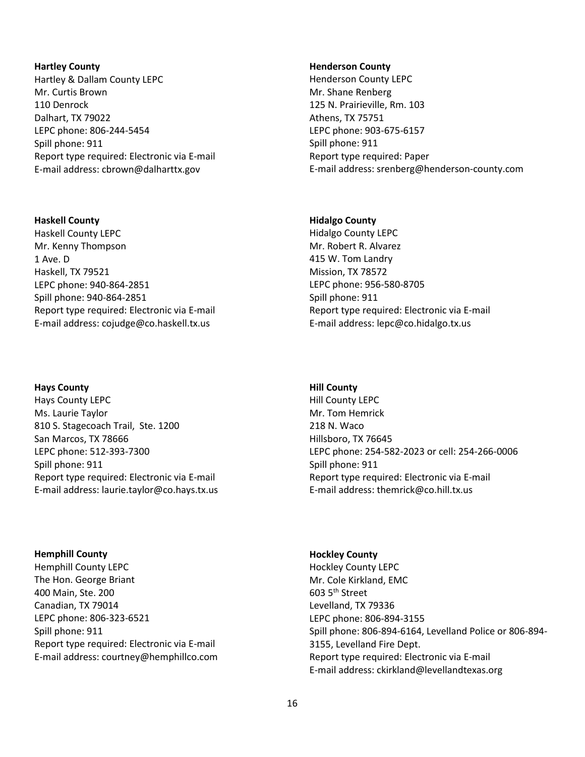**Hartley County**
Hartley & Dallam County LEPC
Mr. Curtis Brown
110 Denrock
Dalhart, TX 79022
LEPC phone: 806-244-5454
Spill phone: 911
Report type required: Electronic via E-mail
E-mail address: cbrown@dalharttx.gov

**Haskell County**
Haskell County LEPC
Mr. Kenny Thompson
1 Ave. D
Haskell, TX 79521
LEPC phone: 940-864-2851
Spill phone: 940-864-2851
Report type required: Electronic via E-mail
E-mail address: cojudge@co.haskell.tx.us

**Hays County**
Hays County LEPC
Ms. Laurie Taylor
810 S. Stagecoach Trail, Ste. 1200
San Marcos, TX 78666
LEPC phone: 512-393-7300
Spill phone: 911
Report type required: Electronic via E-mail
E-mail address: laurie.taylor@co.hays.tx.us

**Hemphill County**
Hemphill County LEPC
The Hon. George Briant
400 Main, Ste. 200
Canadian, TX 79014
LEPC phone: 806-323-6521
Spill phone: 911
Report type required: Electronic via E-mail
E-mail address: courtney@hemphillco.com

**Henderson County**
Henderson County LEPC
Mr. Shane Renberg
125 N. Prairieville, Rm. 103
Athens, TX 75751
LEPC phone: 903-675-6157
Spill phone: 911
Report type required: Paper
E-mail address: srenberg@henderson-county.com

**Hidalgo County**
Hidalgo County LEPC
Mr. Robert R. Alvarez
415 W. Tom Landry
Mission, TX 78572
LEPC phone: 956-580-8705
Spill phone: 911
Report type required: Electronic via E-mail
E-mail address: lepc@co.hidalgo.tx.us

**Hill County**
Hill County LEPC
Mr. Tom Hemrick
218 N. Waco
Hillsboro, TX 76645
LEPC phone: 254-582-2023 or cell: 254-266-0006
Spill phone: 911
Report type required: Electronic via E-mail
E-mail address: themrick@co.hill.tx.us

**Hockley County**
Hockley County LEPC
Mr. Cole Kirkland, EMC
603 5th Street
Levelland, TX 79336
LEPC phone: 806-894-3155
Spill phone: 806-894-6164, Levelland Police or 806-894-3155, Levelland Fire Dept.
Report type required: Electronic via E-mail
E-mail address: ckirkland@levellandtexas.org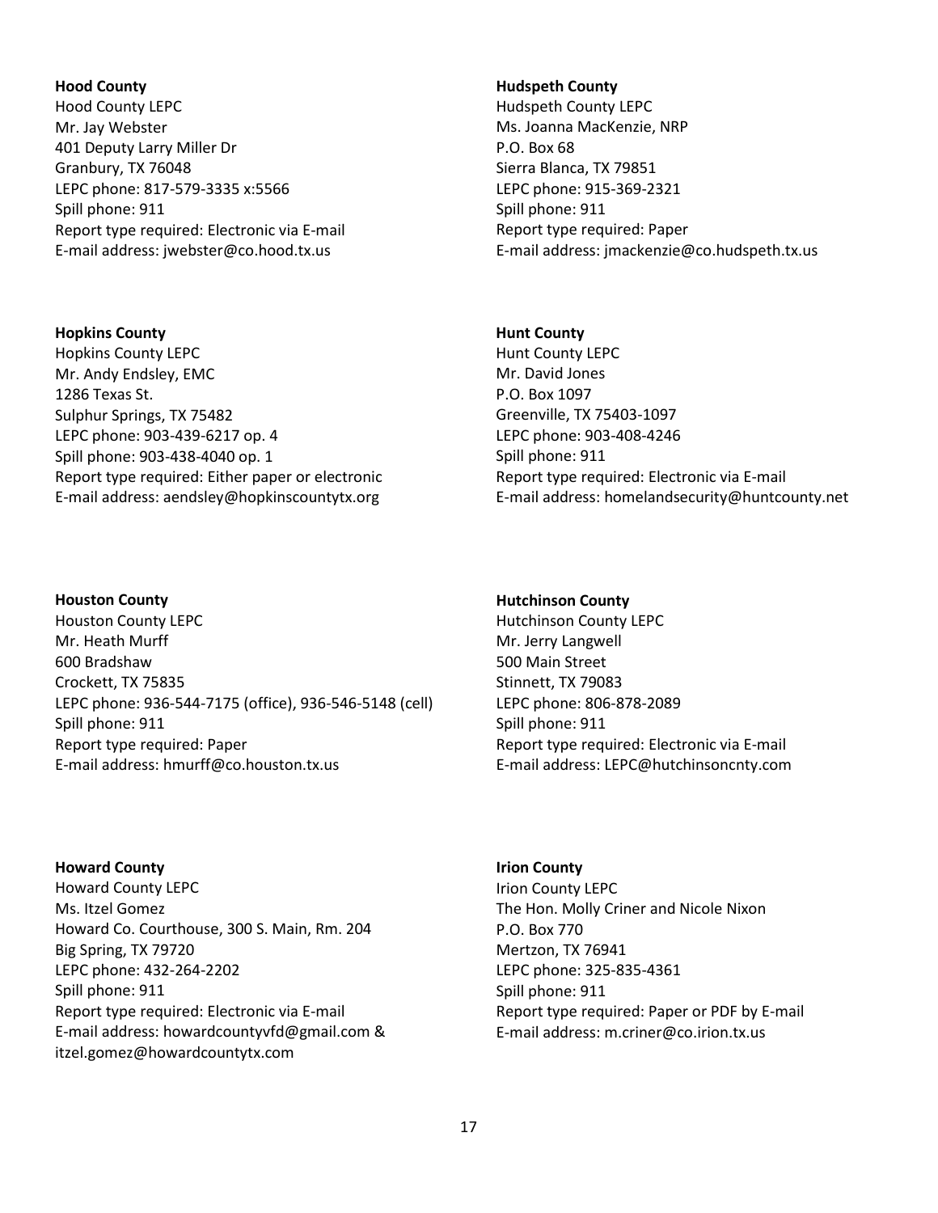**Hood County**
Hood County LEPC
Mr. Jay Webster
401 Deputy Larry Miller Dr
Granbury, TX 76048
LEPC phone: 817-579-3335 x:5566
Spill phone: 911
Report type required: Electronic via E-mail
E-mail address: jwebster@co.hood.tx.us

**Hopkins County**
Hopkins County LEPC
Mr. Andy Endsley, EMC
1286 Texas St.
Sulphur Springs, TX 75482
LEPC phone: 903-439-6217 op. 4
Spill phone: 903-438-4040 op. 1
Report type required: Either paper or electronic
E-mail address: aendsley@hopkinscountytx.org

**Houston County**
Houston County LEPC
Mr. Heath Murff
600 Bradshaw
Crockett, TX 75835
LEPC phone: 936-544-7175 (office), 936-546-5148 (cell)
Spill phone: 911
Report type required: Paper
E-mail address: hmurff@co.houston.tx.us

**Howard County**
Howard County LEPC
Ms. Itzel Gomez
Howard Co. Courthouse, 300 S. Main, Rm. 204
Big Spring, TX 79720
LEPC phone: 432-264-2202
Spill phone: 911
Report type required: Electronic via E-mail
E-mail address: howardcountyvfd@gmail.com & itzel.gomez@howardcountytx.com

**Hudspeth County**
Hudspeth County LEPC
Ms. Joanna MacKenzie, NRP
P.O. Box 68
Sierra Blanca, TX 79851
LEPC phone: 915-369-2321
Spill phone: 911
Report type required: Paper
E-mail address: jmackenzie@co.hudspeth.tx.us

**Hunt County**
Hunt County LEPC
Mr. David Jones
P.O. Box 1097
Greenville, TX 75403-1097
LEPC phone: 903-408-4246
Spill phone: 911
Report type required: Electronic via E-mail
E-mail address: homelandsecurity@huntcounty.net

**Hutchinson County**
Hutchinson County LEPC
Mr. Jerry Langwell
500 Main Street
Stinnett, TX 79083
LEPC phone: 806-878-2089
Spill phone: 911
Report type required: Electronic via E-mail
E-mail address: LEPC@hutchinsoncnty.com

**Irion County**
Irion County LEPC
The Hon. Molly Criner and Nicole Nixon
P.O. Box 770
Mertzon, TX 76941
LEPC phone: 325-835-4361
Spill phone: 911
Report type required: Paper or PDF by E-mail
E-mail address: m.criner@co.irion.tx.us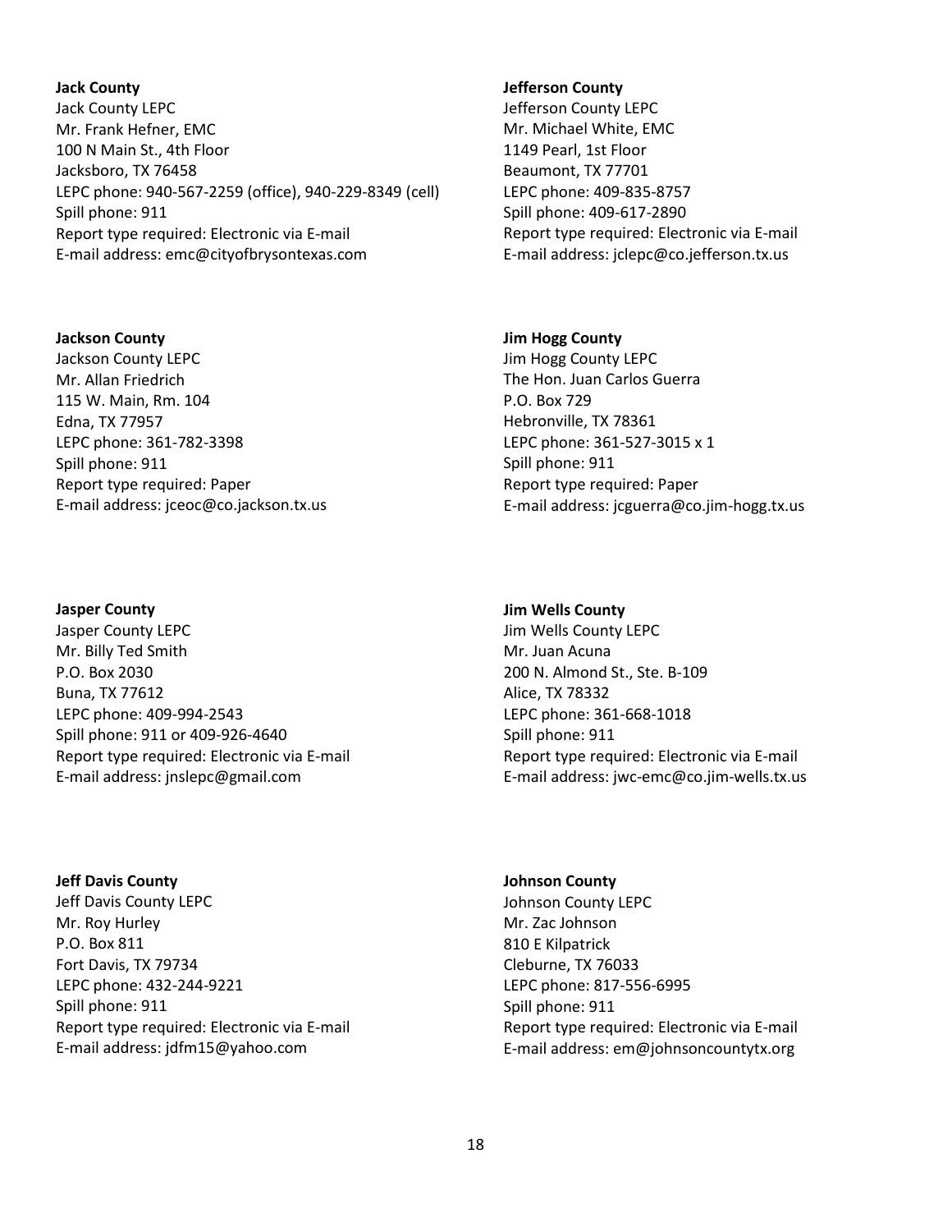**Jack County**
Jack County LEPC
Mr. Frank Hefner, EMC
100 N Main St., 4th Floor
Jacksboro, TX 76458
LEPC phone: 940-567-2259 (office), 940-229-8349 (cell)
Spill phone: 911
Report type required: Electronic via E-mail
E-mail address: emc@cityofbrysontexas.com

**Jackson County**
Jackson County LEPC
Mr. Allan Friedrich
115 W. Main, Rm. 104
Edna, TX 77957
LEPC phone: 361-782-3398
Spill phone: 911
Report type required: Paper
E-mail address: jceoc@co.jackson.tx.us

**Jasper County**
Jasper County LEPC
Mr. Billy Ted Smith
P.O. Box 2030
Buna, TX 77612
LEPC phone: 409-994-2543
Spill phone: 911 or 409-926-4640
Report type required: Electronic via E-mail
E-mail address: jnslepc@gmail.com

**Jeff Davis County**
Jeff Davis County LEPC
Mr. Roy Hurley
P.O. Box 811
Fort Davis, TX 79734
LEPC phone: 432-244-9221
Spill phone: 911
Report type required: Electronic via E-mail
E-mail address: jdfm15@yahoo.com

**Jefferson County**
Jefferson County LEPC
Mr. Michael White, EMC
1149 Pearl, 1st Floor
Beaumont, TX 77701
LEPC phone: 409-835-8757
Spill phone: 409-617-2890
Report type required: Electronic via E-mail
E-mail address: jclepc@co.jefferson.tx.us

**Jim Hogg County**
Jim Hogg County LEPC
The Hon. Juan Carlos Guerra
P.O. Box 729
Hebronville, TX 78361
LEPC phone: 361-527-3015 x 1
Spill phone: 911
Report type required: Paper
E-mail address: jcguerra@co.jim-hogg.tx.us

**Jim Wells County**
Jim Wells County LEPC
Mr. Juan Acuna
200 N. Almond St., Ste. B-109
Alice, TX 78332
LEPC phone: 361-668-1018
Spill phone: 911
Report type required: Electronic via E-mail
E-mail address: jwc-emc@co.jim-wells.tx.us

**Johnson County**
Johnson County LEPC
Mr. Zac Johnson
810 E Kilpatrick
Cleburne, TX 76033
LEPC phone: 817-556-6995
Spill phone: 911
Report type required: Electronic via E-mail
E-mail address: em@johnsoncountytx.org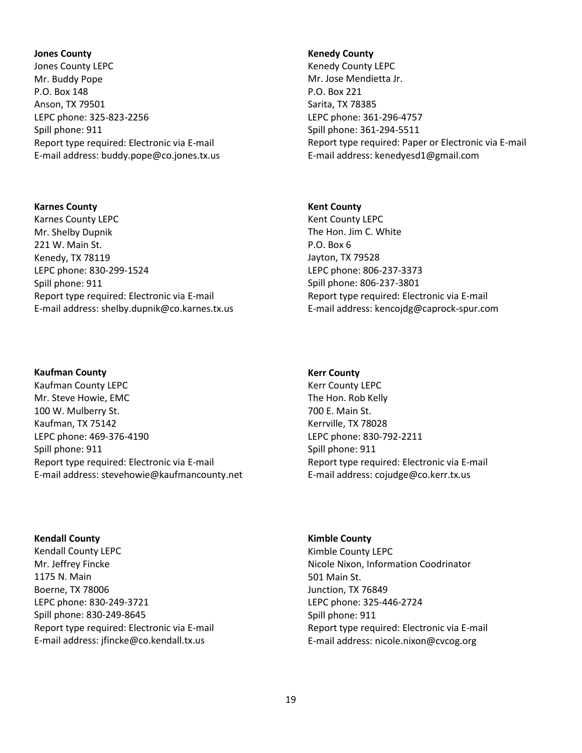**Jones County**
Jones County LEPC
Mr. Buddy Pope
P.O. Box 148
Anson, TX 79501
LEPC phone: 325-823-2256
Spill phone: 911
Report type required: Electronic via E-mail
E-mail address: buddy.pope@co.jones.tx.us

**Karnes County**
Karnes County LEPC
Mr. Shelby Dupnik
221 W. Main St.
Kenedy, TX 78119
LEPC phone: 830-299-1524
Spill phone: 911
Report type required: Electronic via E-mail
E-mail address: shelby.dupnik@co.karnes.tx.us

**Kaufman County**
Kaufman County LEPC
Mr. Steve Howie, EMC
100 W. Mulberry St.
Kaufman, TX 75142
LEPC phone: 469-376-4190
Spill phone: 911
Report type required: Electronic via E-mail
E-mail address: stevehowie@kaufmancounty.net

**Kendall County**
Kendall County LEPC
Mr. Jeffrey Fincke
1175 N. Main
Boerne, TX 78006
LEPC phone: 830-249-3721
Spill phone: 830-249-8645
Report type required: Electronic via E-mail
E-mail address: jfincke@co.kendall.tx.us

**Kenedy County**
Kenedy County LEPC
Mr. Jose Mendietta Jr.
P.O. Box 221
Sarita, TX 78385
LEPC phone: 361-296-4757
Spill phone: 361-294-5511
Report type required: Paper or Electronic via E-mail
E-mail address: kenedyesd1@gmail.com

**Kent County**
Kent County LEPC
The Hon. Jim C. White
P.O. Box 6
Jayton, TX 79528
LEPC phone: 806-237-3373
Spill phone: 806-237-3801
Report type required: Electronic via E-mail
E-mail address: kencojdg@caprock-spur.com

**Kerr County**
Kerr County LEPC
The Hon. Rob Kelly
700 E. Main St.
Kerrville, TX 78028
LEPC phone: 830-792-2211
Spill phone: 911
Report type required: Electronic via E-mail
E-mail address: cojudge@co.kerr.tx.us

**Kimble County**
Kimble County LEPC
Nicole Nixon, Information Coodrinator
501 Main St.
Junction, TX 76849
LEPC phone: 325-446-2724
Spill phone: 911
Report type required: Electronic via E-mail
E-mail address: nicole.nixon@cvcog.org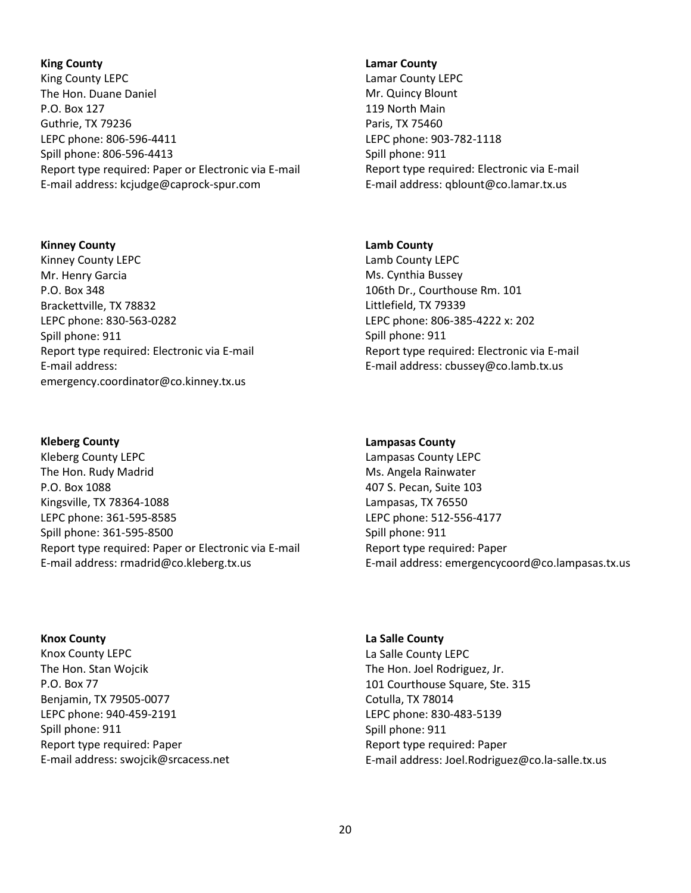**King County**
King County LEPC
The Hon. Duane Daniel
P.O. Box 127
Guthrie, TX 79236
LEPC phone: 806-596-4411
Spill phone: 806-596-4413
Report type required: Paper or Electronic via E-mail
E-mail address: kcjudge@caprock-spur.com

**Kinney County**
Kinney County LEPC
Mr. Henry Garcia
P.O. Box 348
Brackettville, TX 78832
LEPC phone: 830-563-0282
Spill phone: 911
Report type required: Electronic via E-mail
E-mail address:
emergency.coordinator@co.kinney.tx.us

**Kleberg County**
Kleberg County LEPC
The Hon. Rudy Madrid
P.O. Box 1088
Kingsville, TX 78364-1088
LEPC phone: 361-595-8585
Spill phone: 361-595-8500
Report type required: Paper or Electronic via E-mail
E-mail address: rmadrid@co.kleberg.tx.us

**Knox County**
Knox County LEPC
The Hon. Stan Wojcik
P.O. Box 77
Benjamin, TX 79505-0077
LEPC phone: 940-459-2191
Spill phone: 911
Report type required: Paper
E-mail address: swojcik@srcacess.net

**Lamar County**
Lamar County LEPC
Mr. Quincy Blount
119 North Main
Paris, TX 75460
LEPC phone: 903-782-1118
Spill phone: 911
Report type required: Electronic via E-mail
E-mail address: qblount@co.lamar.tx.us

**Lamb County**
Lamb County LEPC
Ms. Cynthia Bussey
106th Dr., Courthouse Rm. 101
Littlefield, TX 79339
LEPC phone: 806-385-4222 x: 202
Spill phone: 911
Report type required: Electronic via E-mail
E-mail address: cbussey@co.lamb.tx.us

**Lampasas County**
Lampasas County LEPC
Ms. Angela Rainwater
407 S. Pecan, Suite 103
Lampasas, TX 76550
LEPC phone: 512-556-4177
Spill phone: 911
Report type required: Paper
E-mail address: emergencycoord@co.lampasas.tx.us

**La Salle County**
La Salle County LEPC
The Hon. Joel Rodriguez, Jr.
101 Courthouse Square, Ste. 315
Cotulla, TX 78014
LEPC phone: 830-483-5139
Spill phone: 911
Report type required: Paper
E-mail address: Joel.Rodriguez@co.la-salle.tx.us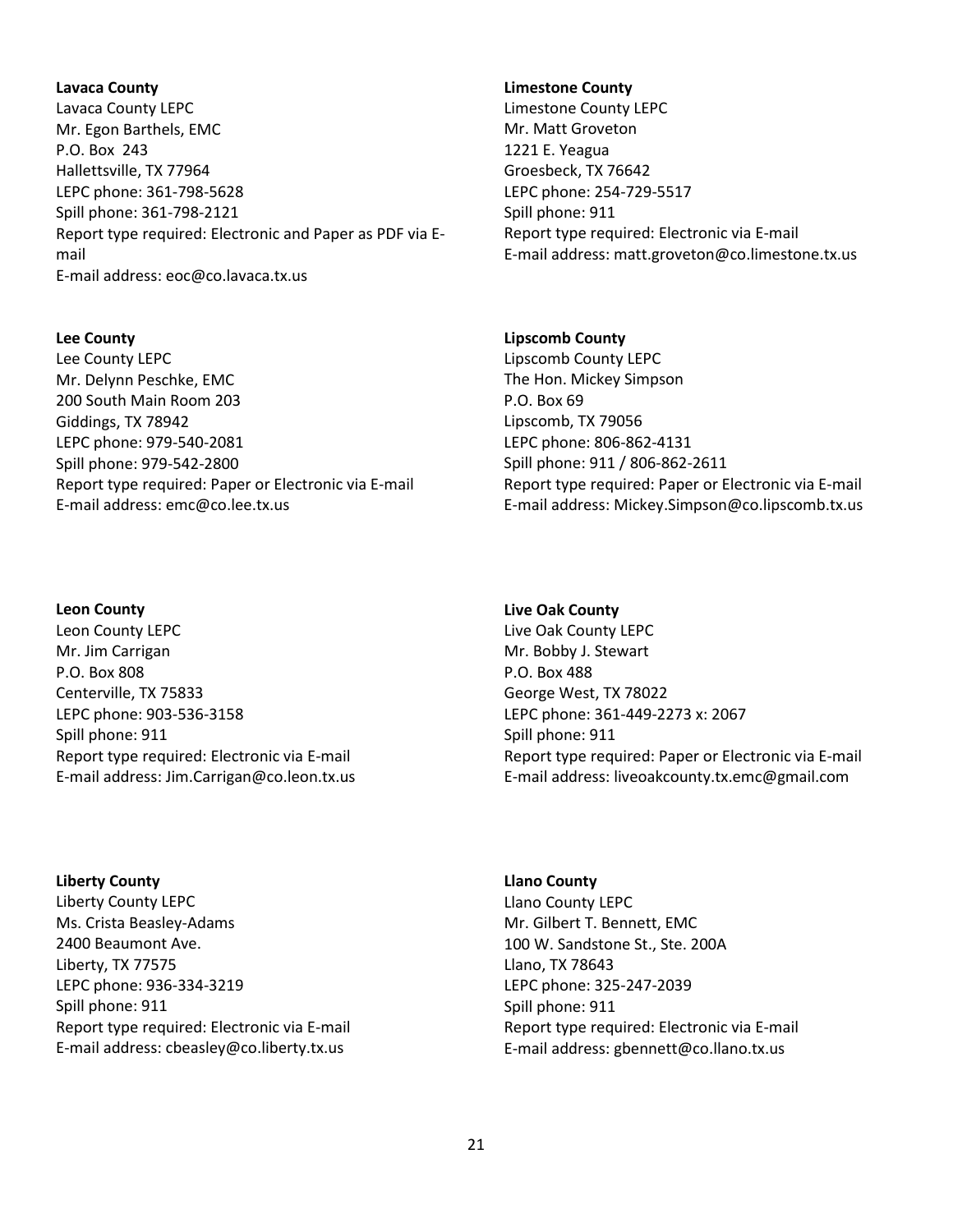**Lavaca County**
Lavaca County LEPC
Mr. Egon Barthels, EMC
P.O. Box 243
Hallettsville, TX 77964
LEPC phone: 361-798-5628
Spill phone: 361-798-2121
Report type required: Electronic and Paper as PDF via E-mail
E-mail address: eoc@co.lavaca.tx.us

**Lee County**
Lee County LEPC
Mr. Delynn Peschke, EMC
200 South Main Room 203
Giddings, TX 78942
LEPC phone: 979-540-2081
Spill phone: 979-542-2800
Report type required: Paper or Electronic via E-mail
E-mail address: emc@co.lee.tx.us

**Leon County**
Leon County LEPC
Mr. Jim Carrigan
P.O. Box 808
Centerville, TX 75833
LEPC phone: 903-536-3158
Spill phone: 911
Report type required: Electronic via E-mail
E-mail address: Jim.Carrigan@co.leon.tx.us

**Liberty County**
Liberty County LEPC
Ms. Crista Beasley-Adams
2400 Beaumont Ave.
Liberty, TX 77575
LEPC phone: 936-334-3219
Spill phone: 911
Report type required: Electronic via E-mail
E-mail address: cbeasley@co.liberty.tx.us

**Limestone County**
Limestone County LEPC
Mr. Matt Groveton
1221 E. Yeagua
Groesbeck, TX 76642
LEPC phone: 254-729-5517
Spill phone: 911
Report type required: Electronic via E-mail
E-mail address: matt.groveton@co.limestone.tx.us

**Lipscomb County**
Lipscomb County LEPC
The Hon. Mickey Simpson
P.O. Box 69
Lipscomb, TX 79056
LEPC phone: 806-862-4131
Spill phone: 911 / 806-862-2611
Report type required: Paper or Electronic via E-mail
E-mail address: Mickey.Simpson@co.lipscomb.tx.us

**Live Oak County**
Live Oak County LEPC
Mr. Bobby J. Stewart
P.O. Box 488
George West, TX 78022
LEPC phone: 361-449-2273 x: 2067
Spill phone: 911
Report type required: Paper or Electronic via E-mail
E-mail address: liveoakcounty.tx.emc@gmail.com

**Llano County**
Llano County LEPC
Mr. Gilbert T. Bennett, EMC
100 W. Sandstone St., Ste. 200A
Llano, TX 78643
LEPC phone: 325-247-2039
Spill phone: 911
Report type required: Electronic via E-mail
E-mail address: gbennett@co.llano.tx.us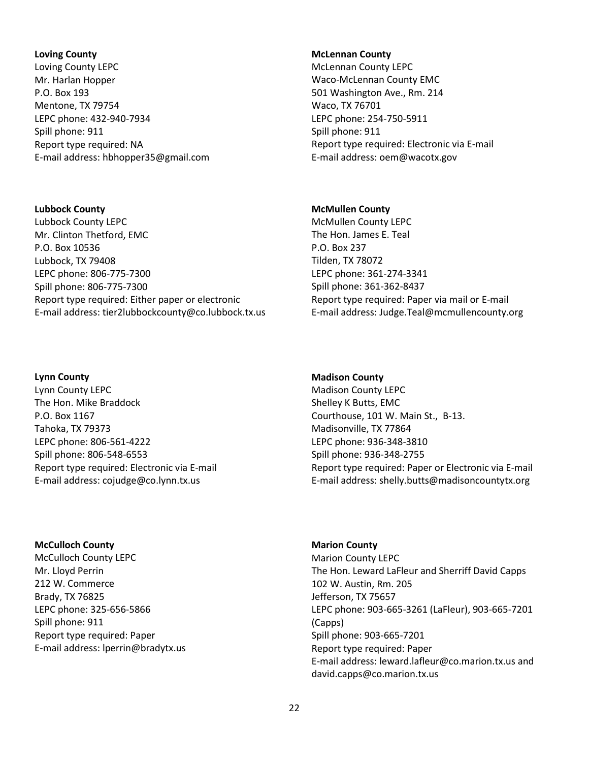**Loving County**
Loving County LEPC
Mr. Harlan Hopper
P.O. Box 193
Mentone, TX 79754
LEPC phone: 432-940-7934
Spill phone: 911
Report type required: NA
E-mail address: hbhopper35@gmail.com

**Lubbock County**
Lubbock County LEPC
Mr. Clinton Thetford, EMC
P.O. Box 10536
Lubbock, TX 79408
LEPC phone: 806-775-7300
Spill phone: 806-775-7300
Report type required: Either paper or electronic
E-mail address: tier2lubbockcounty@co.lubbock.tx.us

**Lynn County**
Lynn County LEPC
The Hon. Mike Braddock
P.O. Box 1167
Tahoka, TX 79373
LEPC phone: 806-561-4222
Spill phone: 806-548-6553
Report type required: Electronic via E-mail
E-mail address: cojudge@co.lynn.tx.us

**McCulloch County**
McCulloch County LEPC
Mr. Lloyd Perrin
212 W. Commerce
Brady, TX 76825
LEPC phone: 325-656-5866
Spill phone: 911
Report type required: Paper
E-mail address: lperrin@bradytx.us

**McLennan County**
McLennan County LEPC
Waco-McLennan County EMC
501 Washington Ave., Rm. 214
Waco, TX 76701
LEPC phone: 254-750-5911
Spill phone: 911
Report type required: Electronic via E-mail
E-mail address: oem@wacotx.gov

**McMullen County**
McMullen County LEPC
The Hon. James E. Teal
P.O. Box 237
Tilden, TX 78072
LEPC phone: 361-274-3341
Spill phone: 361-362-8437
Report type required: Paper via mail or E-mail
E-mail address: Judge.Teal@mcmullencounty.org

**Madison County**
Madison County LEPC
Shelley K Butts, EMC
Courthouse, 101 W. Main St., B-13.
Madisonville, TX 77864
LEPC phone: 936-348-3810
Spill phone: 936-348-2755
Report type required: Paper or Electronic via E-mail
E-mail address: shelly.butts@madisoncountytx.org

**Marion County**
Marion County LEPC
The Hon. Leward LaFleur and Sherriff David Capps
102 W. Austin, Rm. 205
Jefferson, TX 75657
LEPC phone: 903-665-3261 (LaFleur), 903-665-7201 (Capps)
Spill phone: 903-665-7201
Report type required: Paper
E-mail address: leward.lafleur@co.marion.tx.us and david.capps@co.marion.tx.us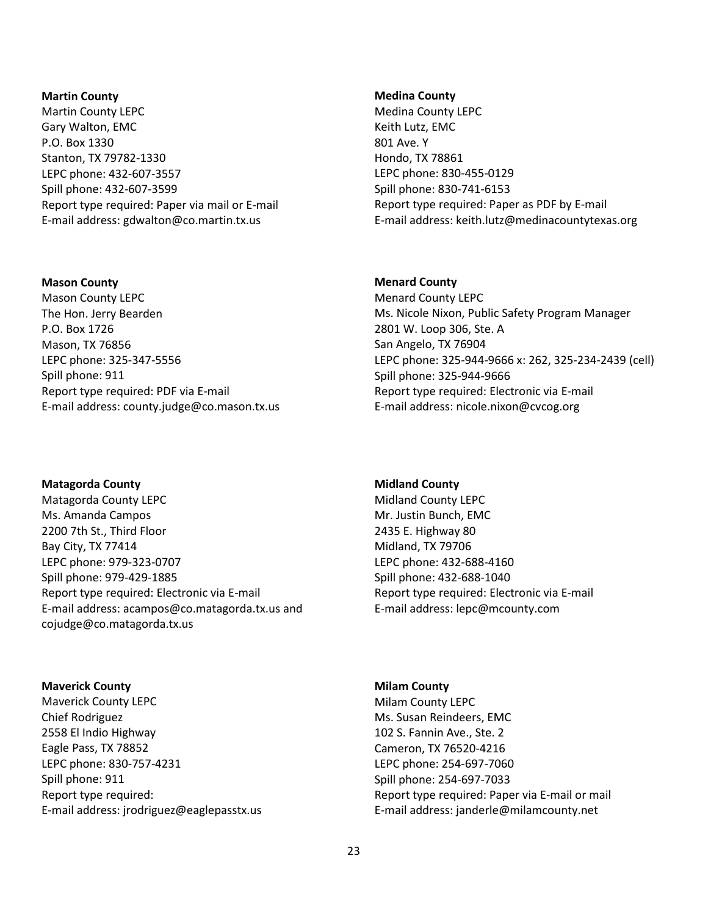**Martin County**
Martin County LEPC
Gary Walton, EMC
P.O. Box 1330
Stanton, TX 79782-1330
LEPC phone: 432-607-3557
Spill phone: 432-607-3599
Report type required: Paper via mail or E-mail
E-mail address: gdwalton@co.martin.tx.us

**Mason County**
Mason County LEPC
The Hon. Jerry Bearden
P.O. Box 1726
Mason, TX 76856
LEPC phone: 325-347-5556
Spill phone: 911
Report type required: PDF via E-mail
E-mail address: county.judge@co.mason.tx.us

**Matagorda County**
Matagorda County LEPC
Ms. Amanda Campos
2200 7th St., Third Floor
Bay City, TX 77414
LEPC phone: 979-323-0707
Spill phone: 979-429-1885
Report type required: Electronic via E-mail
E-mail address: acampos@co.matagorda.tx.us and cojudge@co.matagorda.tx.us

**Maverick County**
Maverick County LEPC
Chief Rodriguez
2558 El Indio Highway
Eagle Pass, TX 78852
LEPC phone: 830-757-4231
Spill phone: 911
Report type required:
E-mail address: jrodriguez@eaglepasstx.us

**Medina County**
Medina County LEPC
Keith Lutz, EMC
801 Ave. Y
Hondo, TX 78861
LEPC phone: 830-455-0129
Spill phone: 830-741-6153
Report type required: Paper as PDF by E-mail
E-mail address: keith.lutz@medinacountytexas.org

**Menard County**
Menard County LEPC
Ms. Nicole Nixon, Public Safety Program Manager
2801 W. Loop 306, Ste. A
San Angelo, TX 76904
LEPC phone: 325-944-9666 x: 262, 325-234-2439 (cell)
Spill phone: 325-944-9666
Report type required: Electronic via E-mail
E-mail address: nicole.nixon@cvcog.org

**Midland County**
Midland County LEPC
Mr. Justin Bunch, EMC
2435 E. Highway 80
Midland, TX 79706
LEPC phone: 432-688-4160
Spill phone: 432-688-1040
Report type required: Electronic via E-mail
E-mail address: lepc@mcounty.com

**Milam County**
Milam County LEPC
Ms. Susan Reindeers, EMC
102 S. Fannin Ave., Ste. 2
Cameron, TX 76520-4216
LEPC phone: 254-697-7060
Spill phone: 254-697-7033
Report type required: Paper via E-mail or mail
E-mail address: janderle@milamcounty.net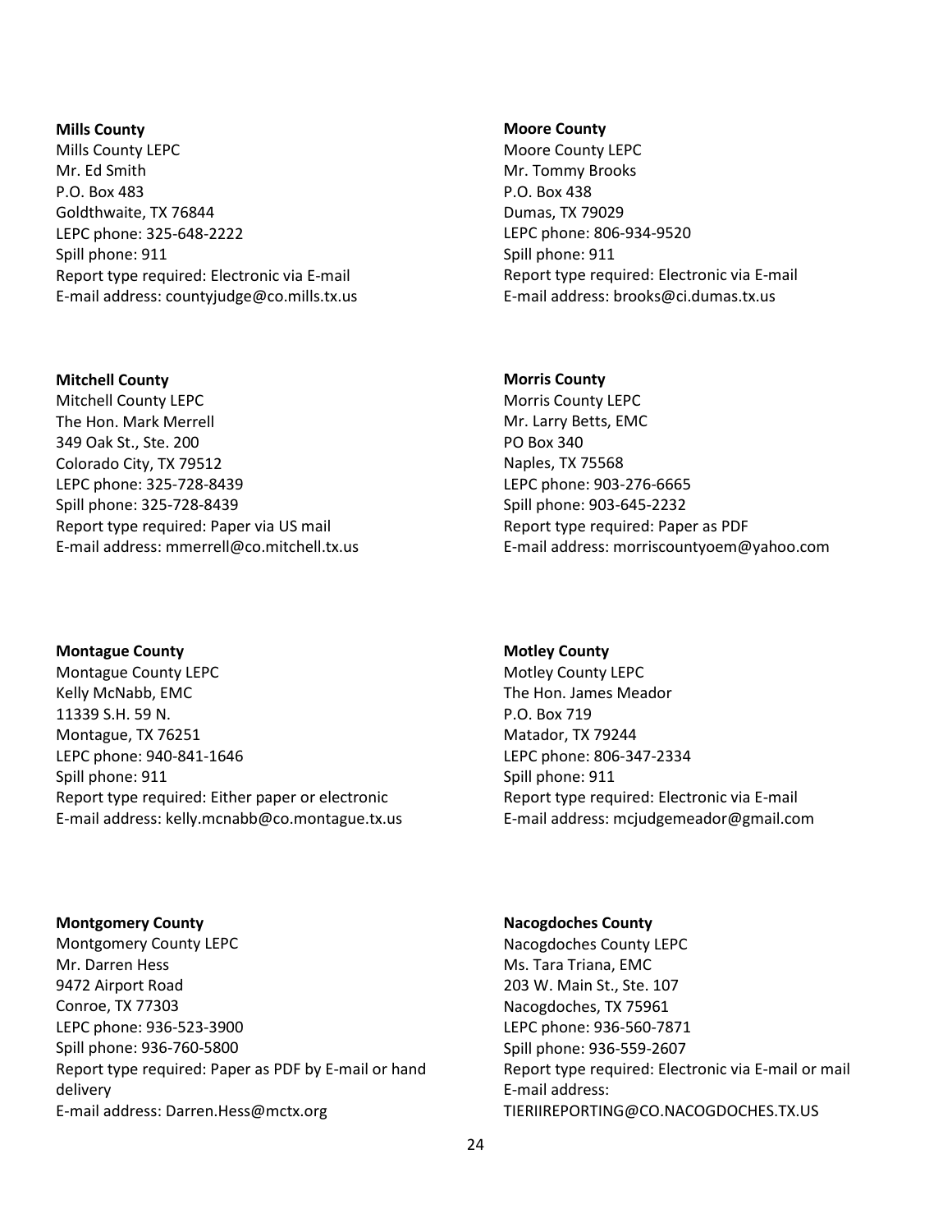**Mills County**
Mills County LEPC
Mr. Ed Smith
P.O. Box 483
Goldthwaite, TX 76844
LEPC phone: 325-648-2222
Spill phone: 911
Report type required: Electronic via E-mail
E-mail address: countyjudge@co.mills.tx.us

**Mitchell County**
Mitchell County LEPC
The Hon. Mark Merrell
349 Oak St., Ste. 200
Colorado City, TX 79512
LEPC phone: 325-728-8439
Spill phone: 325-728-8439
Report type required: Paper via US mail
E-mail address: mmerrell@co.mitchell.tx.us

**Montague County**
Montague County LEPC
Kelly McNabb, EMC
11339 S.H. 59 N.
Montague, TX 76251
LEPC phone: 940-841-1646
Spill phone: 911
Report type required: Either paper or electronic
E-mail address: kelly.mcnabb@co.montague.tx.us

**Montgomery County**
Montgomery County LEPC
Mr. Darren Hess
9472 Airport Road
Conroe, TX 77303
LEPC phone: 936-523-3900
Spill phone: 936-760-5800
Report type required: Paper as PDF by E-mail or hand delivery
E-mail address: Darren.Hess@mctx.org

**Moore County**
Moore County LEPC
Mr. Tommy Brooks
P.O. Box 438
Dumas, TX 79029
LEPC phone: 806-934-9520
Spill phone: 911
Report type required: Electronic via E-mail
E-mail address: brooks@ci.dumas.tx.us

**Morris County**
Morris County LEPC
Mr. Larry Betts, EMC
PO Box 340
Naples, TX 75568
LEPC phone: 903-276-6665
Spill phone: 903-645-2232
Report type required: Paper as PDF
E-mail address: morriscountyoem@yahoo.com

**Motley County**
Motley County LEPC
The Hon. James Meador
P.O. Box 719
Matador, TX 79244
LEPC phone: 806-347-2334
Spill phone: 911
Report type required: Electronic via E-mail
E-mail address: mcjudgemeador@gmail.com

**Nacogdoches County**
Nacogdoches County LEPC
Ms. Tara Triana, EMC
203 W. Main St., Ste. 107
Nacogdoches, TX 75961
LEPC phone: 936-560-7871
Spill phone: 936-559-2607
Report type required: Electronic via E-mail or mail
E-mail address: TIERIIREPORTING@CO.NACOGDOCHES.TX.US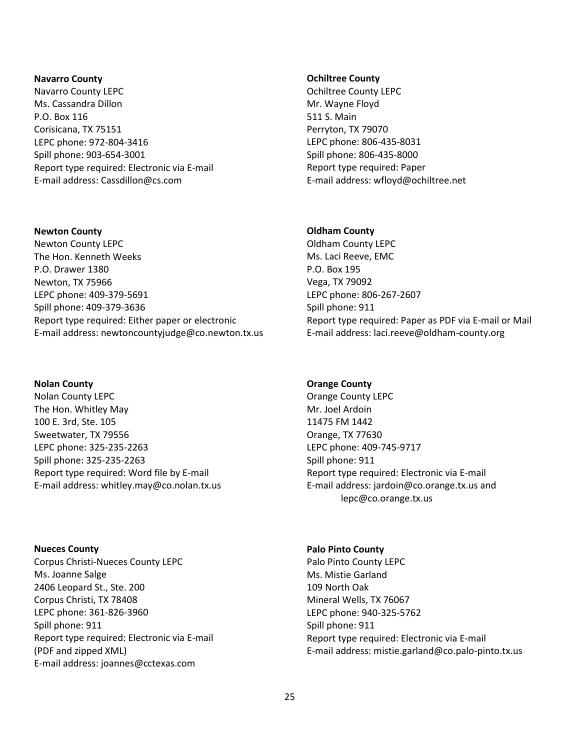**Navarro County**
Navarro County LEPC
Ms. Cassandra Dillon
P.O. Box 116
Corisicana, TX 75151
LEPC phone: 972-804-3416
Spill phone: 903-654-3001
Report type required: Electronic via E-mail
E-mail address: Cassdillon@cs.com

**Newton County**
Newton County LEPC
The Hon. Kenneth Weeks
P.O. Drawer 1380
Newton, TX 75966
LEPC phone: 409-379-5691
Spill phone: 409-379-3636
Report type required: Either paper or electronic
E-mail address: newtoncountyjudge@co.newton.tx.us

**Nolan County**
Nolan County LEPC
The Hon. Whitley May
100 E. 3rd, Ste. 105
Sweetwater, TX 79556
LEPC phone: 325-235-2263
Spill phone: 325-235-2263
Report type required: Word file by E-mail
E-mail address: whitley.may@co.nolan.tx.us

**Nueces County**
Corpus Christi-Nueces County LEPC
Ms. Joanne Salge
2406 Leopard St., Ste. 200
Corpus Christi, TX 78408
LEPC phone: 361-826-3960
Spill phone: 911
Report type required: Electronic via E-mail (PDF and zipped XML)
E-mail address: joannes@cctexas.com

**Ochiltree County**
Ochiltree County LEPC
Mr. Wayne Floyd
511 S. Main
Perryton, TX 79070
LEPC phone: 806-435-8031
Spill phone: 806-435-8000
Report type required: Paper
E-mail address: wfloyd@ochiltree.net

**Oldham County**
Oldham County LEPC
Ms. Laci Reeve, EMC
P.O. Box 195
Vega, TX 79092
LEPC phone: 806-267-2607
Spill phone: 911
Report type required: Paper as PDF via E-mail or Mail
E-mail address: laci.reeve@oldham-county.org

**Orange County**
Orange County LEPC
Mr. Joel Ardoin
11475 FM 1442
Orange, TX 77630
LEPC phone: 409-745-9717
Spill phone: 911
Report type required: Electronic via E-mail
E-mail address: jardoin@co.orange.tx.us and lepc@co.orange.tx.us

**Palo Pinto County**
Palo Pinto County LEPC
Ms. Mistie Garland
109 North Oak
Mineral Wells, TX 76067
LEPC phone: 940-325-5762
Spill phone: 911
Report type required: Electronic via E-mail
E-mail address: mistie.garland@co.palo-pinto.tx.us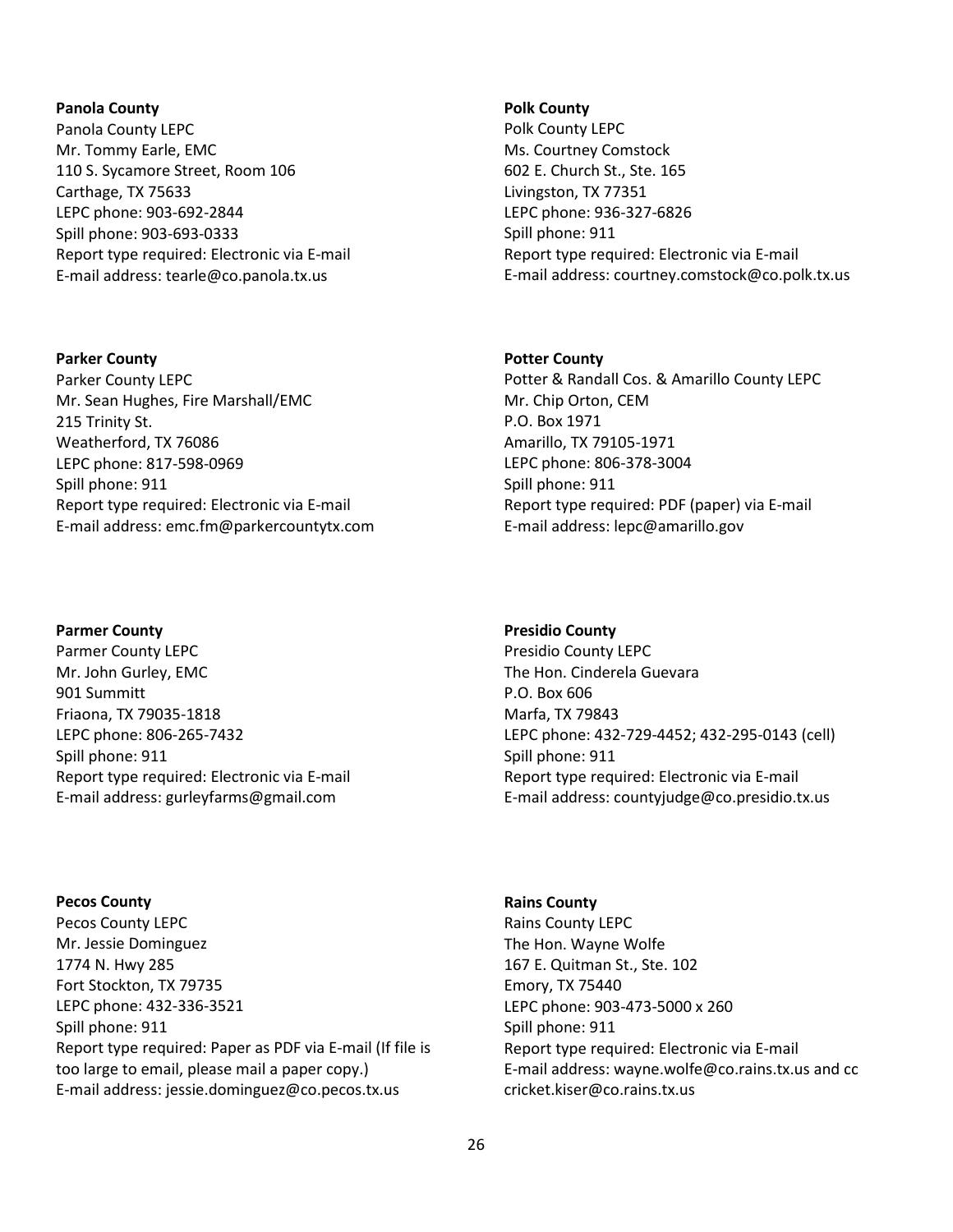**Panola County**
Panola County LEPC
Mr. Tommy Earle, EMC
110 S. Sycamore Street, Room 106
Carthage, TX 75633
LEPC phone: 903-692-2844
Spill phone: 903-693-0333
Report type required: Electronic via E-mail
E-mail address: tearle@co.panola.tx.us

**Parker County**
Parker County LEPC
Mr. Sean Hughes, Fire Marshall/EMC
215 Trinity St.
Weatherford, TX 76086
LEPC phone: 817-598-0969
Spill phone: 911
Report type required: Electronic via E-mail
E-mail address: emc.fm@parkercountytx.com

**Parmer County**
Parmer County LEPC
Mr. John Gurley, EMC
901 Summitt
Friaona, TX 79035-1818
LEPC phone: 806-265-7432
Spill phone: 911
Report type required: Electronic via E-mail
E-mail address: gurleyfarms@gmail.com

**Pecos County**
Pecos County LEPC
Mr. Jessie Dominguez
1774 N. Hwy 285
Fort Stockton, TX 79735
LEPC phone: 432-336-3521
Spill phone: 911
Report type required: Paper as PDF via E-mail (If file is too large to email, please mail a paper copy.)
E-mail address: jessie.dominguez@co.pecos.tx.us

**Polk County**
Polk County LEPC
Ms. Courtney Comstock
602 E. Church St., Ste. 165
Livingston, TX 77351
LEPC phone: 936-327-6826
Spill phone: 911
Report type required: Electronic via E-mail
E-mail address: courtney.comstock@co.polk.tx.us

**Potter County**
Potter & Randall Cos. & Amarillo County LEPC
Mr. Chip Orton, CEM
P.O. Box 1971
Amarillo, TX 79105-1971
LEPC phone: 806-378-3004
Spill phone: 911
Report type required: PDF (paper) via E-mail
E-mail address: lepc@amarillo.gov

**Presidio County**
Presidio County LEPC
The Hon. Cinderela Guevara
P.O. Box 606
Marfa, TX 79843
LEPC phone: 432-729-4452; 432-295-0143 (cell)
Spill phone: 911
Report type required: Electronic via E-mail
E-mail address: countyjudge@co.presidio.tx.us

**Rains County**
Rains County LEPC
The Hon. Wayne Wolfe
167 E. Quitman St., Ste. 102
Emory, TX 75440
LEPC phone: 903-473-5000 x 260
Spill phone: 911
Report type required: Electronic via E-mail
E-mail address: wayne.wolfe@co.rains.tx.us and cc cricket.kiser@co.rains.tx.us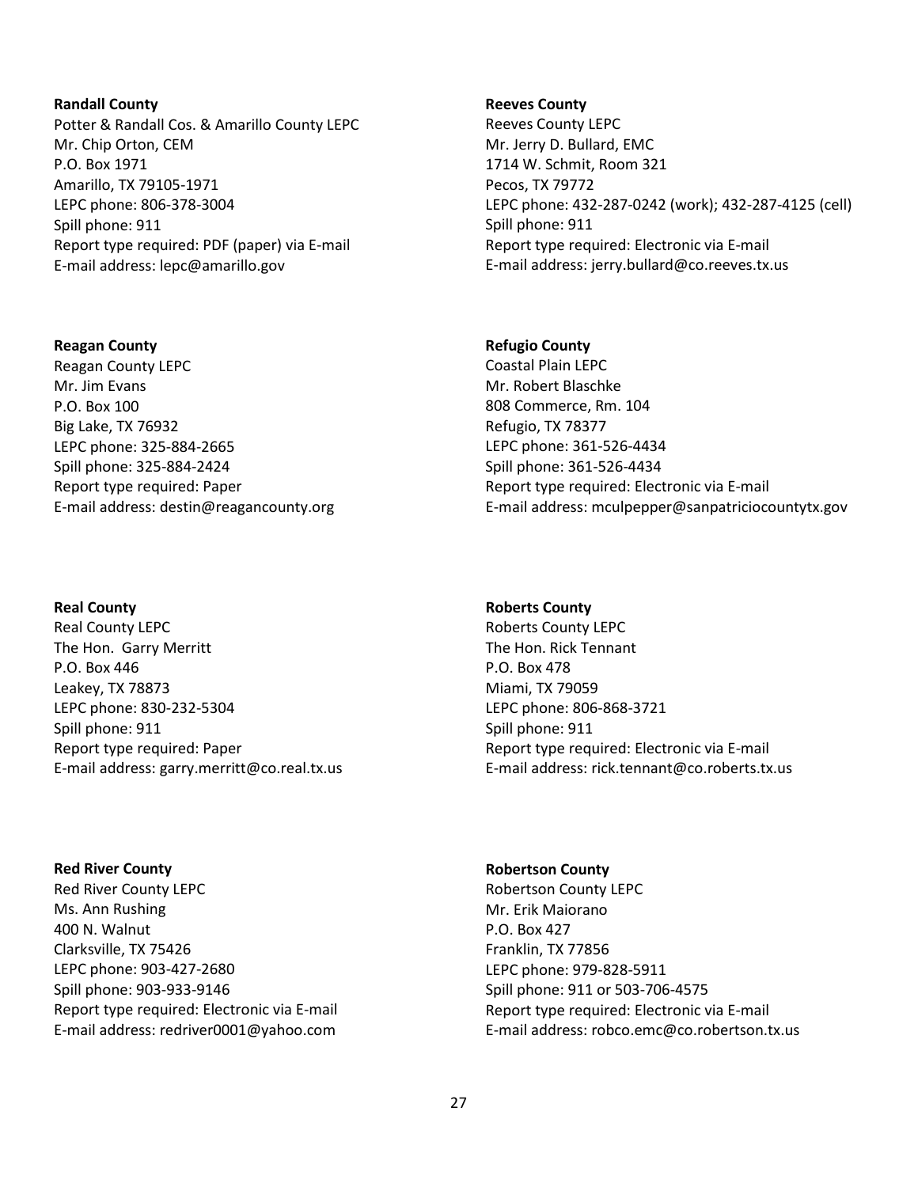**Randall County**
Potter & Randall Cos. & Amarillo County LEPC
Mr. Chip Orton, CEM
P.O. Box 1971
Amarillo, TX 79105-1971
LEPC phone: 806-378-3004
Spill phone: 911
Report type required: PDF (paper) via E-mail
E-mail address: lepc@amarillo.gov

**Reagan County**
Reagan County LEPC
Mr. Jim Evans
P.O. Box 100
Big Lake, TX 76932
LEPC phone: 325-884-2665
Spill phone: 325-884-2424
Report type required: Paper
E-mail address: destin@reagancounty.org

**Real County**
Real County LEPC
The Hon. Garry Merritt
P.O. Box 446
Leakey, TX 78873
LEPC phone: 830-232-5304
Spill phone: 911
Report type required: Paper
E-mail address: garry.merritt@co.real.tx.us

**Red River County**
Red River County LEPC
Ms. Ann Rushing
400 N. Walnut
Clarksville, TX 75426
LEPC phone: 903-427-2680
Spill phone: 903-933-9146
Report type required: Electronic via E-mail
E-mail address: redriver0001@yahoo.com

**Reeves County**
Reeves County LEPC
Mr. Jerry D. Bullard, EMC
1714 W. Schmit, Room 321
Pecos, TX 79772
LEPC phone: 432-287-0242 (work); 432-287-4125 (cell)
Spill phone: 911
Report type required: Electronic via E-mail
E-mail address: jerry.bullard@co.reeves.tx.us

**Refugio County**
Coastal Plain LEPC
Mr. Robert Blaschke
808 Commerce, Rm. 104
Refugio, TX 78377
LEPC phone: 361-526-4434
Spill phone: 361-526-4434
Report type required: Electronic via E-mail
E-mail address: mculpepper@sanpatriciocountytx.gov

**Roberts County**
Roberts County LEPC
The Hon. Rick Tennant
P.O. Box 478
Miami, TX 79059
LEPC phone: 806-868-3721
Spill phone: 911
Report type required: Electronic via E-mail
E-mail address: rick.tennant@co.roberts.tx.us

**Robertson County**
Robertson County LEPC
Mr. Erik Maiorano
P.O. Box 427
Franklin, TX 77856
LEPC phone: 979-828-5911
Spill phone: 911 or 503-706-4575
Report type required: Electronic via E-mail
E-mail address: robco.emc@co.robertson.tx.us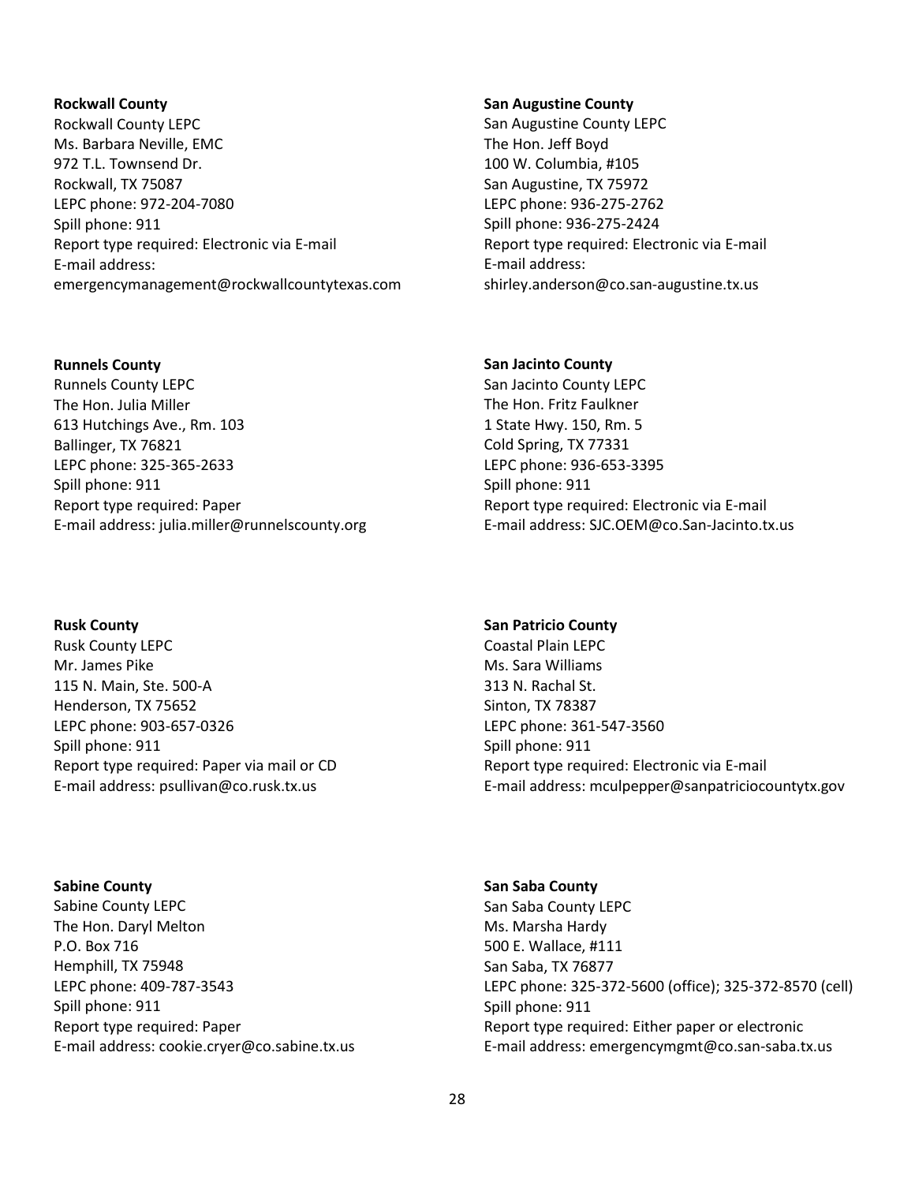**Rockwall County**
Rockwall County LEPC
Ms. Barbara Neville, EMC
972 T.L. Townsend Dr.
Rockwall, TX 75087
LEPC phone: 972-204-7080
Spill phone: 911
Report type required: Electronic via E-mail
E-mail address:
emergencymanagement@rockwallcountytexas.com

**Runnels County**
Runnels County LEPC
The Hon. Julia Miller
613 Hutchings Ave., Rm. 103
Ballinger, TX 76821
LEPC phone: 325-365-2633
Spill phone: 911
Report type required: Paper
E-mail address: julia.miller@runnelscounty.org

**Rusk County**
Rusk County LEPC
Mr. James Pike
115 N. Main, Ste. 500-A
Henderson, TX 75652
LEPC phone: 903-657-0326
Spill phone: 911
Report type required: Paper via mail or CD
E-mail address: psullivan@co.rusk.tx.us

**Sabine County**
Sabine County LEPC
The Hon. Daryl Melton
P.O. Box 716
Hemphill, TX 75948
LEPC phone: 409-787-3543
Spill phone: 911
Report type required: Paper
E-mail address: cookie.cryer@co.sabine.tx.us

**San Augustine County**
San Augustine County LEPC
The Hon. Jeff Boyd
100 W. Columbia, #105
San Augustine, TX 75972
LEPC phone: 936-275-2762
Spill phone: 936-275-2424
Report type required: Electronic via E-mail
E-mail address:
shirley.anderson@co.san-augustine.tx.us

**San Jacinto County**
San Jacinto County LEPC
The Hon. Fritz Faulkner
1 State Hwy. 150, Rm. 5
Cold Spring, TX 77331
LEPC phone: 936-653-3395
Spill phone: 911
Report type required: Electronic via E-mail
E-mail address: SJC.OEM@co.San-Jacinto.tx.us

**San Patricio County**
Coastal Plain LEPC
Ms. Sara Williams
313 N. Rachal St.
Sinton, TX 78387
LEPC phone: 361-547-3560
Spill phone: 911
Report type required: Electronic via E-mail
E-mail address: mculpepper@sanpatriciocountytx.gov

**San Saba County**
San Saba County LEPC
Ms. Marsha Hardy
500 E. Wallace, #111
San Saba, TX 76877
LEPC phone: 325-372-5600 (office); 325-372-8570 (cell)
Spill phone: 911
Report type required: Either paper or electronic
E-mail address: emergencymgmt@co.san-saba.tx.us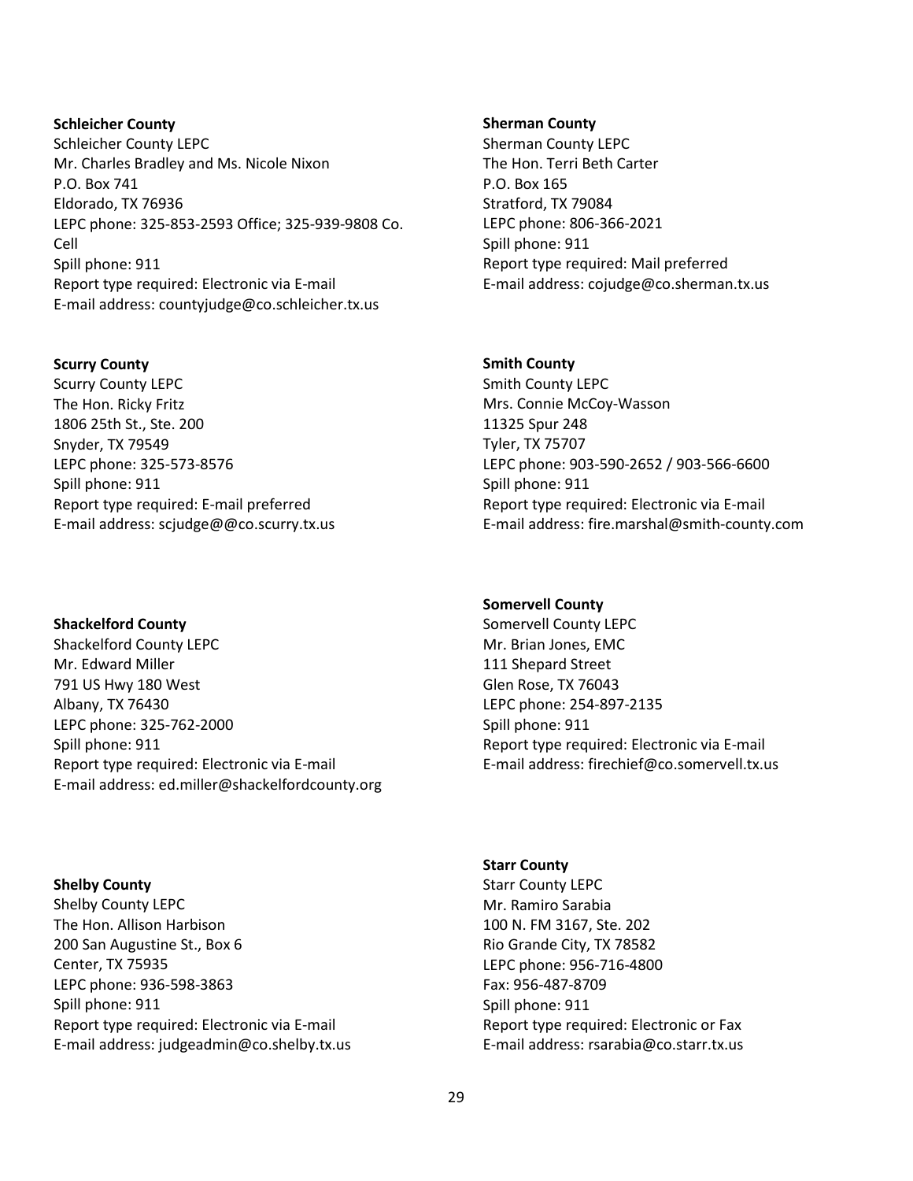**Schleicher County**
Schleicher County LEPC
Mr. Charles Bradley and Ms. Nicole Nixon
P.O. Box 741
Eldorado, TX 76936
LEPC phone: 325-853-2593 Office; 325-939-9808 Co. Cell
Spill phone: 911
Report type required: Electronic via E-mail
E-mail address: countyjudge@co.schleicher.tx.us

**Scurry County**
Scurry County LEPC
The Hon. Ricky Fritz
1806 25th St., Ste. 200
Snyder, TX 79549
LEPC phone: 325-573-8576
Spill phone: 911
Report type required: E-mail preferred
E-mail address: scjudge@@co.scurry.tx.us

**Shackelford County**
Shackelford County LEPC
Mr. Edward Miller
791 US Hwy 180 West
Albany, TX 76430
LEPC phone: 325-762-2000
Spill phone: 911
Report type required: Electronic via E-mail
E-mail address: ed.miller@shackelfordcounty.org

**Shelby County**
Shelby County LEPC
The Hon. Allison Harbison
200 San Augustine St., Box 6
Center, TX 75935
LEPC phone: 936-598-3863
Spill phone: 911
Report type required: Electronic via E-mail
E-mail address: judgeadmin@co.shelby.tx.us

**Sherman County**
Sherman County LEPC
The Hon. Terri Beth Carter
P.O. Box 165
Stratford, TX 79084
LEPC phone: 806-366-2021
Spill phone: 911
Report type required: Mail preferred
E-mail address: cojudge@co.sherman.tx.us

**Smith County**
Smith County LEPC
Mrs. Connie McCoy-Wasson
11325 Spur 248
Tyler, TX 75707
LEPC phone: 903-590-2652 / 903-566-6600
Spill phone: 911
Report type required: Electronic via E-mail
E-mail address: fire.marshal@smith-county.com

**Somervell County**
Somervell County LEPC
Mr. Brian Jones, EMC
111 Shepard Street
Glen Rose, TX 76043
LEPC phone: 254-897-2135
Spill phone: 911
Report type required: Electronic via E-mail
E-mail address: firechief@co.somervell.tx.us

**Starr County**
Starr County LEPC
Mr. Ramiro Sarabia
100 N. FM 3167, Ste. 202
Rio Grande City, TX 78582
LEPC phone: 956-716-4800
Fax: 956-487-8709
Spill phone: 911
Report type required: Electronic or Fax
E-mail address: rsarabia@co.starr.tx.us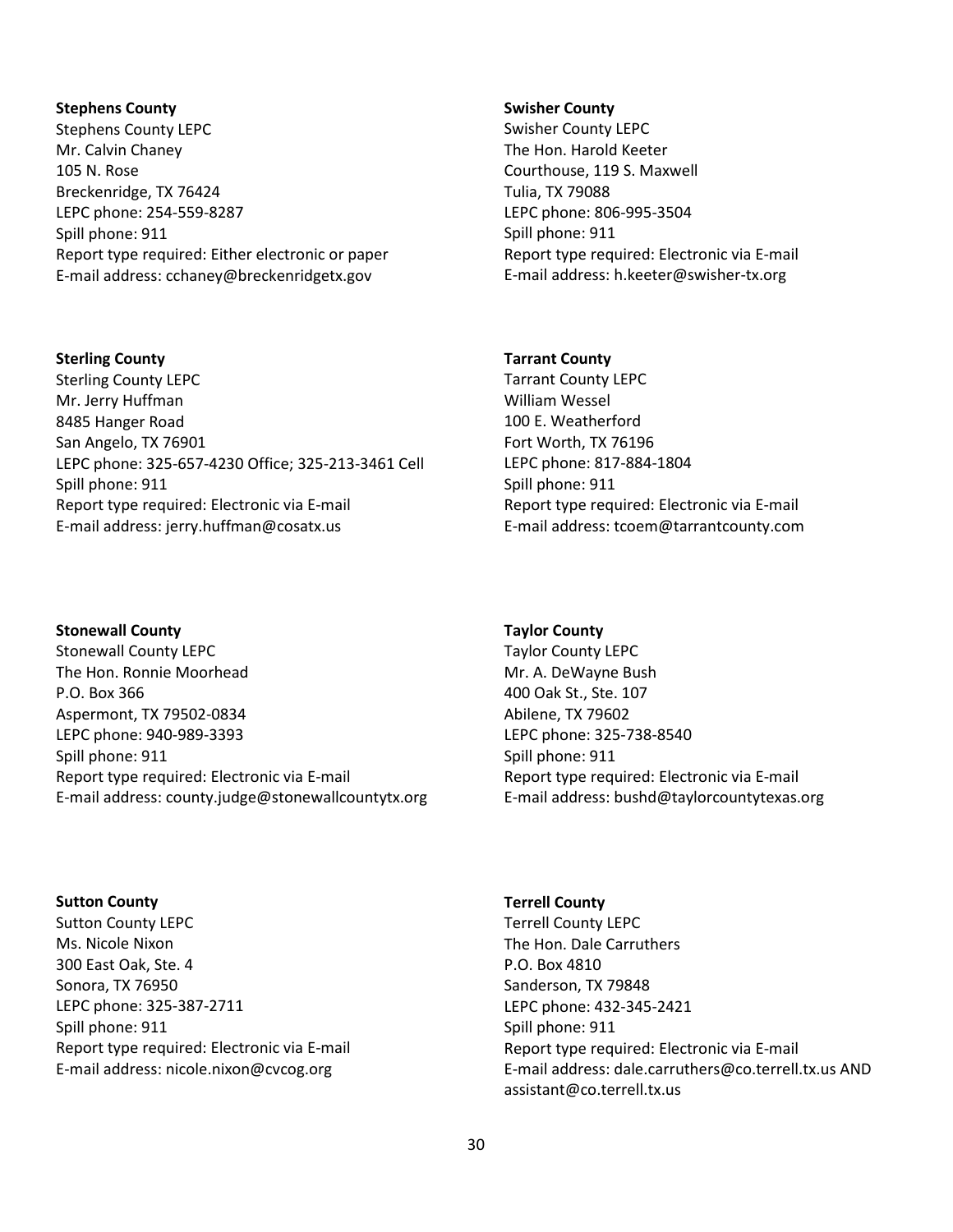**Stephens County**
Stephens County LEPC
Mr. Calvin Chaney
105 N. Rose
Breckenridge, TX 76424
LEPC phone: 254-559-8287
Spill phone: 911
Report type required: Either electronic or paper
E-mail address: cchaney@breckenridgetx.gov

**Sterling County**
Sterling County LEPC
Mr. Jerry Huffman
8485 Hanger Road
San Angelo, TX 76901
LEPC phone: 325-657-4230 Office; 325-213-3461 Cell
Spill phone: 911
Report type required: Electronic via E-mail
E-mail address: jerry.huffman@cosatx.us

**Stonewall County**
Stonewall County LEPC
The Hon. Ronnie Moorhead
P.O. Box 366
Aspermont, TX 79502-0834
LEPC phone: 940-989-3393
Spill phone: 911
Report type required: Electronic via E-mail
E-mail address: county.judge@stonewallcountytx.org

**Sutton County**
Sutton County LEPC
Ms. Nicole Nixon
300 East Oak, Ste. 4
Sonora, TX 76950
LEPC phone: 325-387-2711
Spill phone: 911
Report type required: Electronic via E-mail
E-mail address: nicole.nixon@cvcog.org

**Swisher County**
Swisher County LEPC
The Hon. Harold Keeter
Courthouse, 119 S. Maxwell
Tulia, TX 79088
LEPC phone: 806-995-3504
Spill phone: 911
Report type required: Electronic via E-mail
E-mail address: h.keeter@swisher-tx.org

**Tarrant County**
Tarrant County LEPC
William Wessel
100 E. Weatherford
Fort Worth, TX 76196
LEPC phone: 817-884-1804
Spill phone: 911
Report type required: Electronic via E-mail
E-mail address: tcoem@tarrantcounty.com

**Taylor County**
Taylor County LEPC
Mr. A. DeWayne Bush
400 Oak St., Ste. 107
Abilene, TX 79602
LEPC phone: 325-738-8540
Spill phone: 911
Report type required: Electronic via E-mail
E-mail address: bushd@taylorcountytexas.org

**Terrell County**
Terrell County LEPC
The Hon. Dale Carruthers
P.O. Box 4810
Sanderson, TX 79848
LEPC phone: 432-345-2421
Spill phone: 911
Report type required: Electronic via E-mail
E-mail address: dale.carruthers@co.terrell.tx.us AND assistant@co.terrell.tx.us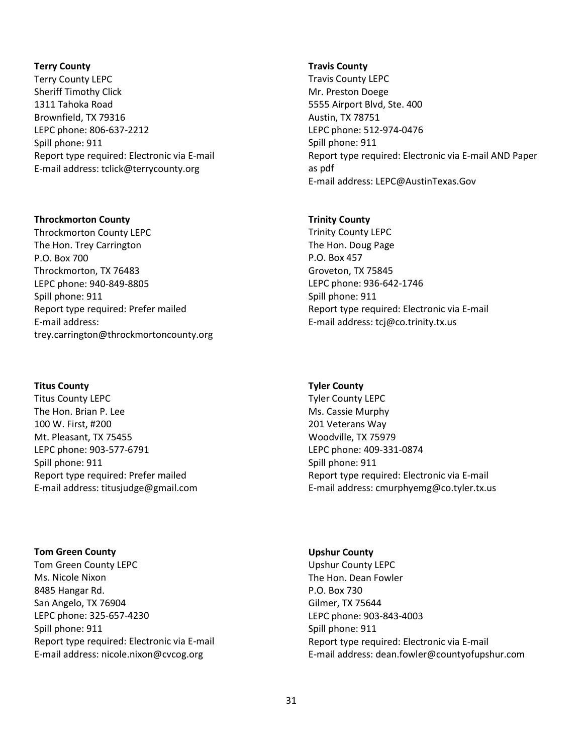**Terry County**
Terry County LEPC
Sheriff Timothy Click
1311 Tahoka Road
Brownfield, TX 79316
LEPC phone: 806-637-2212
Spill phone: 911
Report type required: Electronic via E-mail
E-mail address: tclick@terrycounty.org

**Throckmorton County**
Throckmorton County LEPC
The Hon. Trey Carrington
P.O. Box 700
Throckmorton, TX 76483
LEPC phone: 940-849-8805
Spill phone: 911
Report type required: Prefer mailed
E-mail address:
trey.carrington@throckmortoncounty.org

**Titus County**
Titus County LEPC
The Hon. Brian P. Lee
100 W. First, #200
Mt. Pleasant, TX 75455
LEPC phone: 903-577-6791
Spill phone: 911
Report type required: Prefer mailed
E-mail address: titusjudge@gmail.com

**Tom Green County**
Tom Green County LEPC
Ms. Nicole Nixon
8485 Hangar Rd.
San Angelo, TX 76904
LEPC phone: 325-657-4230
Spill phone: 911
Report type required: Electronic via E-mail
E-mail address: nicole.nixon@cvcog.org

**Travis County**
Travis County LEPC
Mr. Preston Doege
5555 Airport Blvd, Ste. 400
Austin, TX 78751
LEPC phone: 512-974-0476
Spill phone: 911
Report type required: Electronic via E-mail AND Paper as pdf
E-mail address: LEPC@AustinTexas.Gov

**Trinity County**
Trinity County LEPC
The Hon. Doug Page
P.O. Box 457
Groveton, TX 75845
LEPC phone: 936-642-1746
Spill phone: 911
Report type required: Electronic via E-mail
E-mail address: tcj@co.trinity.tx.us

**Tyler County**
Tyler County LEPC
Ms. Cassie Murphy
201 Veterans Way
Woodville, TX 75979
LEPC phone: 409-331-0874
Spill phone: 911
Report type required: Electronic via E-mail
E-mail address: cmurphyemg@co.tyler.tx.us

**Upshur County**
Upshur County LEPC
The Hon. Dean Fowler
P.O. Box 730
Gilmer, TX 75644
LEPC phone: 903-843-4003
Spill phone: 911
Report type required: Electronic via E-mail
E-mail address: dean.fowler@countyofupshur.com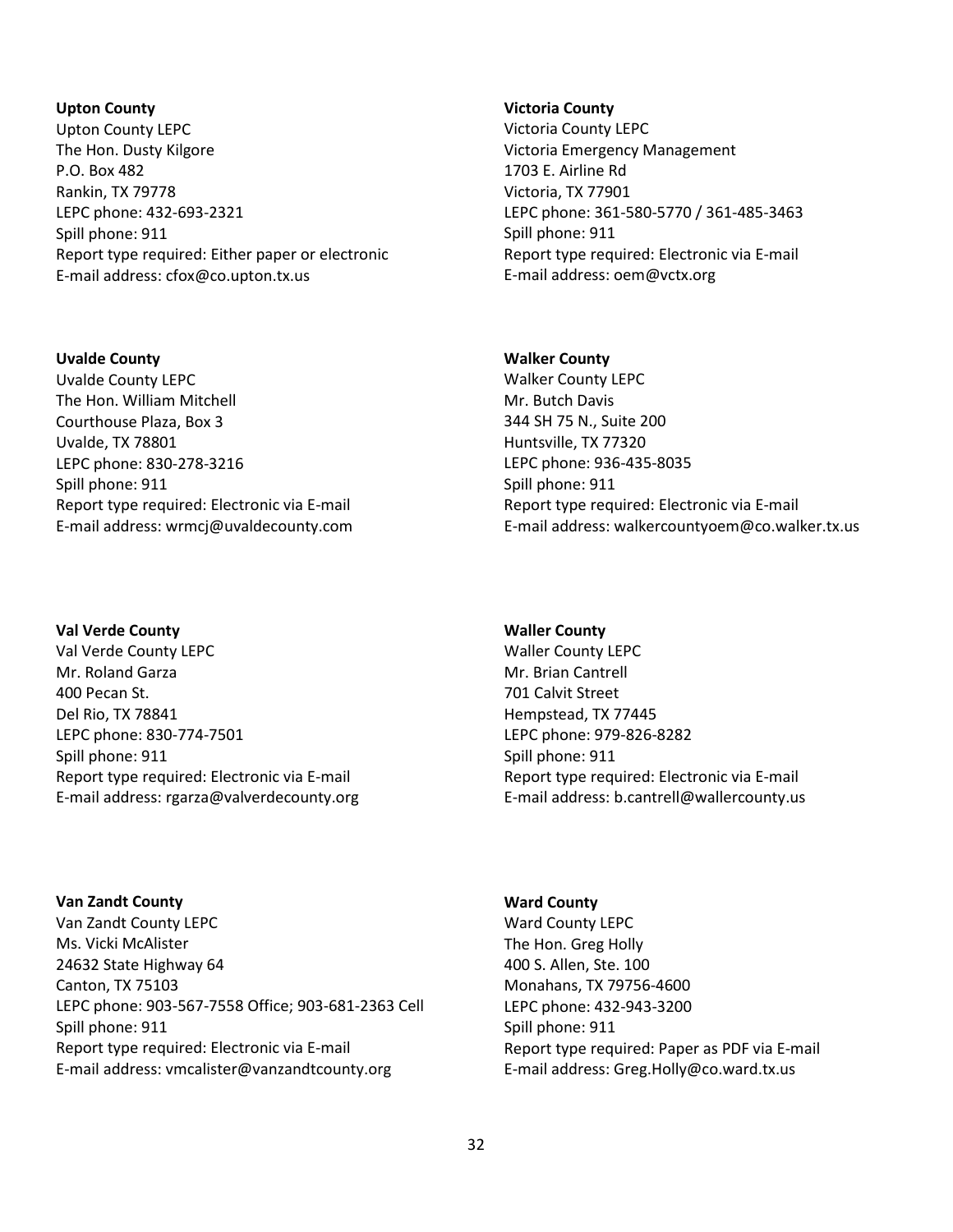**Upton County**
Upton County LEPC
The Hon. Dusty Kilgore
P.O. Box 482
Rankin, TX 79778
LEPC phone: 432-693-2321
Spill phone: 911
Report type required: Either paper or electronic
E-mail address: cfox@co.upton.tx.us

**Uvalde County**
Uvalde County LEPC
The Hon. William Mitchell
Courthouse Plaza, Box 3
Uvalde, TX 78801
LEPC phone: 830-278-3216
Spill phone: 911
Report type required: Electronic via E-mail
E-mail address: wrmcj@uvaldecounty.com

**Val Verde County**
Val Verde County LEPC
Mr. Roland Garza
400 Pecan St.
Del Rio, TX 78841
LEPC phone: 830-774-7501
Spill phone: 911
Report type required: Electronic via E-mail
E-mail address: rgarza@valverdecounty.org

**Van Zandt County**
Van Zandt County LEPC
Ms. Vicki McAlister
24632 State Highway 64
Canton, TX 75103
LEPC phone: 903-567-7558 Office; 903-681-2363 Cell
Spill phone: 911
Report type required: Electronic via E-mail
E-mail address: vmcalister@vanzandtcounty.org

**Victoria County**
Victoria County LEPC
Victoria Emergency Management
1703 E. Airline Rd
Victoria, TX 77901
LEPC phone: 361-580-5770 / 361-485-3463
Spill phone: 911
Report type required: Electronic via E-mail
E-mail address: oem@vctx.org

**Walker County**
Walker County LEPC
Mr. Butch Davis
344 SH 75 N., Suite 200
Huntsville, TX 77320
LEPC phone: 936-435-8035
Spill phone: 911
Report type required: Electronic via E-mail
E-mail address: walkercountyoem@co.walker.tx.us

**Waller County**
Waller County LEPC
Mr. Brian Cantrell
701 Calvit Street
Hempstead, TX 77445
LEPC phone: 979-826-8282
Spill phone: 911
Report type required: Electronic via E-mail
E-mail address: b.cantrell@wallercounty.us

**Ward County**
Ward County LEPC
The Hon. Greg Holly
400 S. Allen, Ste. 100
Monahans, TX 79756-4600
LEPC phone: 432-943-3200
Spill phone: 911
Report type required: Paper as PDF via E-mail
E-mail address: Greg.Holly@co.ward.tx.us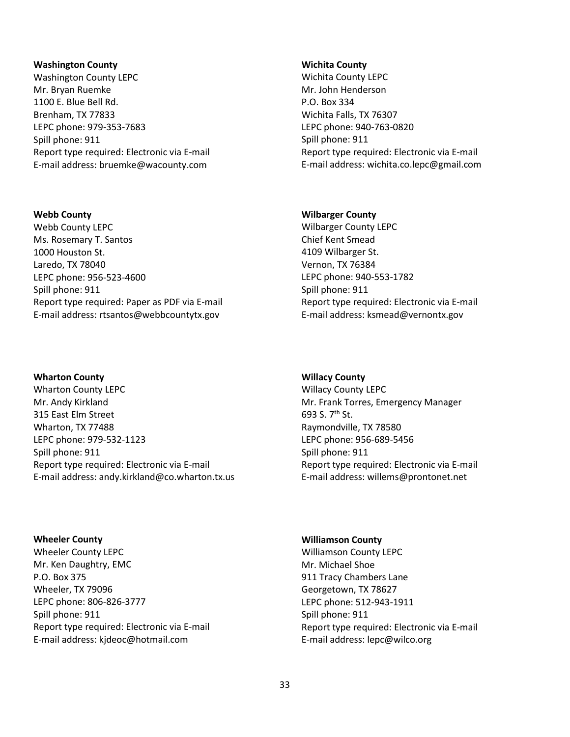**Washington County**
Washington County LEPC
Mr. Bryan Ruemke
1100 E. Blue Bell Rd.
Brenham, TX 77833
LEPC phone: 979-353-7683
Spill phone: 911
Report type required: Electronic via E-mail
E-mail address: bruemke@wacounty.com

**Webb County**
Webb County LEPC
Ms. Rosemary T. Santos
1000 Houston St.
Laredo, TX 78040
LEPC phone: 956-523-4600
Spill phone: 911
Report type required: Paper as PDF via E-mail
E-mail address: rtsantos@webbcountytx.gov

**Wharton County**
Wharton County LEPC
Mr. Andy Kirkland
315 East Elm Street
Wharton, TX 77488
LEPC phone: 979-532-1123
Spill phone: 911
Report type required: Electronic via E-mail
E-mail address: andy.kirkland@co.wharton.tx.us

**Wheeler County**
Wheeler County LEPC
Mr. Ken Daughtry, EMC
P.O. Box 375
Wheeler, TX 79096
LEPC phone: 806-826-3777
Spill phone: 911
Report type required: Electronic via E-mail
E-mail address: kjdeoc@hotmail.com

**Wichita County**
Wichita County LEPC
Mr. John Henderson
P.O. Box 334
Wichita Falls, TX 76307
LEPC phone: 940-763-0820
Spill phone: 911
Report type required: Electronic via E-mail
E-mail address: wichita.co.lepc@gmail.com

**Wilbarger County**
Wilbarger County LEPC
Chief Kent Smead
4109 Wilbarger St.
Vernon, TX 76384
LEPC phone: 940-553-1782
Spill phone: 911
Report type required: Electronic via E-mail
E-mail address: ksmead@vernontx.gov

**Willacy County**
Willacy County LEPC
Mr. Frank Torres, Emergency Manager
693 S. 7th St.
Raymondville, TX 78580
LEPC phone: 956-689-5456
Spill phone: 911
Report type required: Electronic via E-mail
E-mail address: willems@prontonet.net

**Williamson County**
Williamson County LEPC
Mr. Michael Shoe
911 Tracy Chambers Lane
Georgetown, TX 78627
LEPC phone: 512-943-1911
Spill phone: 911
Report type required: Electronic via E-mail
E-mail address: lepc@wilco.org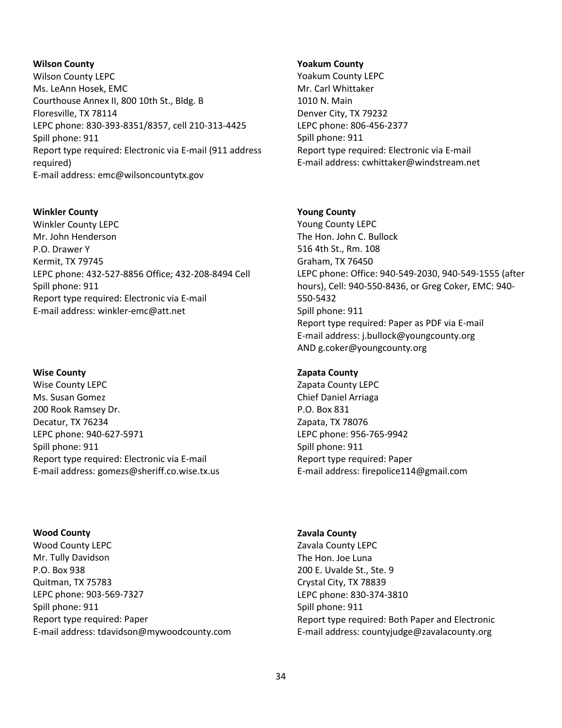**Wilson County**
Wilson County LEPC
Ms. LeAnn Hosek, EMC
Courthouse Annex II, 800 10th St., Bldg. B
Floresville, TX 78114
LEPC phone: 830-393-8351/8357, cell 210-313-4425
Spill phone: 911
Report type required: Electronic via E-mail (911 address required)
E-mail address: emc@wilsoncountytx.gov

**Winkler County**
Winkler County LEPC
Mr. John Henderson
P.O. Drawer Y
Kermit, TX 79745
LEPC phone: 432-527-8856 Office; 432-208-8494 Cell
Spill phone: 911
Report type required: Electronic via E-mail
E-mail address: winkler-emc@att.net

**Wise County**
Wise County LEPC
Ms. Susan Gomez
200 Rook Ramsey Dr.
Decatur, TX 76234
LEPC phone: 940-627-5971
Spill phone: 911
Report type required: Electronic via E-mail
E-mail address: gomezs@sheriff.co.wise.tx.us

**Wood County**
Wood County LEPC
Mr. Tully Davidson
P.O. Box 938
Quitman, TX 75783
LEPC phone: 903-569-7327
Spill phone: 911
Report type required: Paper
E-mail address: tdavidson@mywoodcounty.com

**Yoakum County**
Yoakum County LEPC
Mr. Carl Whittaker
1010 N. Main
Denver City, TX 79232
LEPC phone: 806-456-2377
Spill phone: 911
Report type required: Electronic via E-mail
E-mail address: cwhittaker@windstream.net

**Young County**
Young County LEPC
The Hon. John C. Bullock
516 4th St., Rm. 108
Graham, TX 76450
LEPC phone: Office: 940-549-2030, 940-549-1555 (after hours), Cell: 940-550-8436, or Greg Coker, EMC: 940-550-5432
Spill phone: 911
Report type required: Paper as PDF via E-mail
E-mail address: j.bullock@youngcounty.org AND g.coker@youngcounty.org

**Zapata County**
Zapata County LEPC
Chief Daniel Arriaga
P.O. Box 831
Zapata, TX 78076
LEPC phone: 956-765-9942
Spill phone: 911
Report type required: Paper
E-mail address: firepolice114@gmail.com

**Zavala County**
Zavala County LEPC
The Hon. Joe Luna
200 E. Uvalde St., Ste. 9
Crystal City, TX 78839
LEPC phone: 830-374-3810
Spill phone: 911
Report type required: Both Paper and Electronic
E-mail address: countyjudge@zavalacounty.org